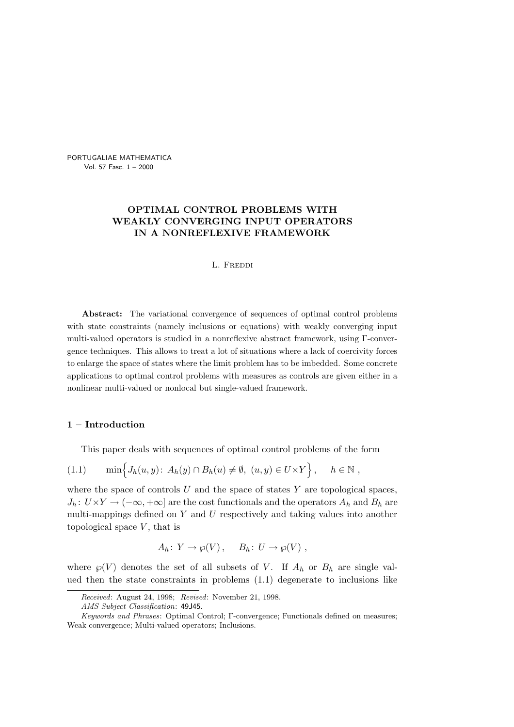# OPTIMAL CONTROL PROBLEMS WITH WEAKLY CONVERGING INPUT OPERATORS IN A NONREFLEXIVE FRAMEWORK

L. Freddi

**Abstract:** The variational convergence of sequences of optimal control problems with state constraints (namely inclusions or equations) with weakly converging input multi-valued operators is studied in a nonreflexive abstract framework, using Γ-convergence techniques. This allows to treat a lot of situations where a lack of coercivity forces to enlarge the space of states where the limit problem has to be imbedded. Some concrete applications to optimal control problems with measures as controls are given either in a nonlinear multi-valued or nonlocal but single-valued framework.

## 1 – Introduction

This paper deals with sequences of optimal control problems of the form

$$\min\Big\{J_h(u,y)\colon\ A_h(y)\cap B_h(u)\neq\emptyset,\ (u,y)\in U{\times}Y\Big\}\,,\qquad h\in\mathbb{N}\,, \tag{1.1}$$

where the space of controls $U$ and the space of states $Y$ are topological spaces, $J_h\colon U{\times}Y\to(-\infty,+\infty]$ are the cost functionals and the operators $A_h$ and $B_h$ are multi-mappings defined on $Y$ and $U$ respectively and taking values into another topological space $V$, that is

$$A_h\colon Y\to\wp(V)\,,\qquad B_h\colon U\to\wp(V)\,,$$

where $\wp(V)$ denotes the set of all subsets of $V$. If $A_h$ or $B_h$ are single valued then the state constraints in problems (1.1) degenerate to inclusions like

*Received*: August 24, 1998; *Revised*: November 21, 1998.

*AMS Subject Classification*: 49J45.

*Keywords and Phrases*: Optimal Control; Γ-convergence; Functionals defined on measures; Weak convergence; Multi-valued operators; Inclusions.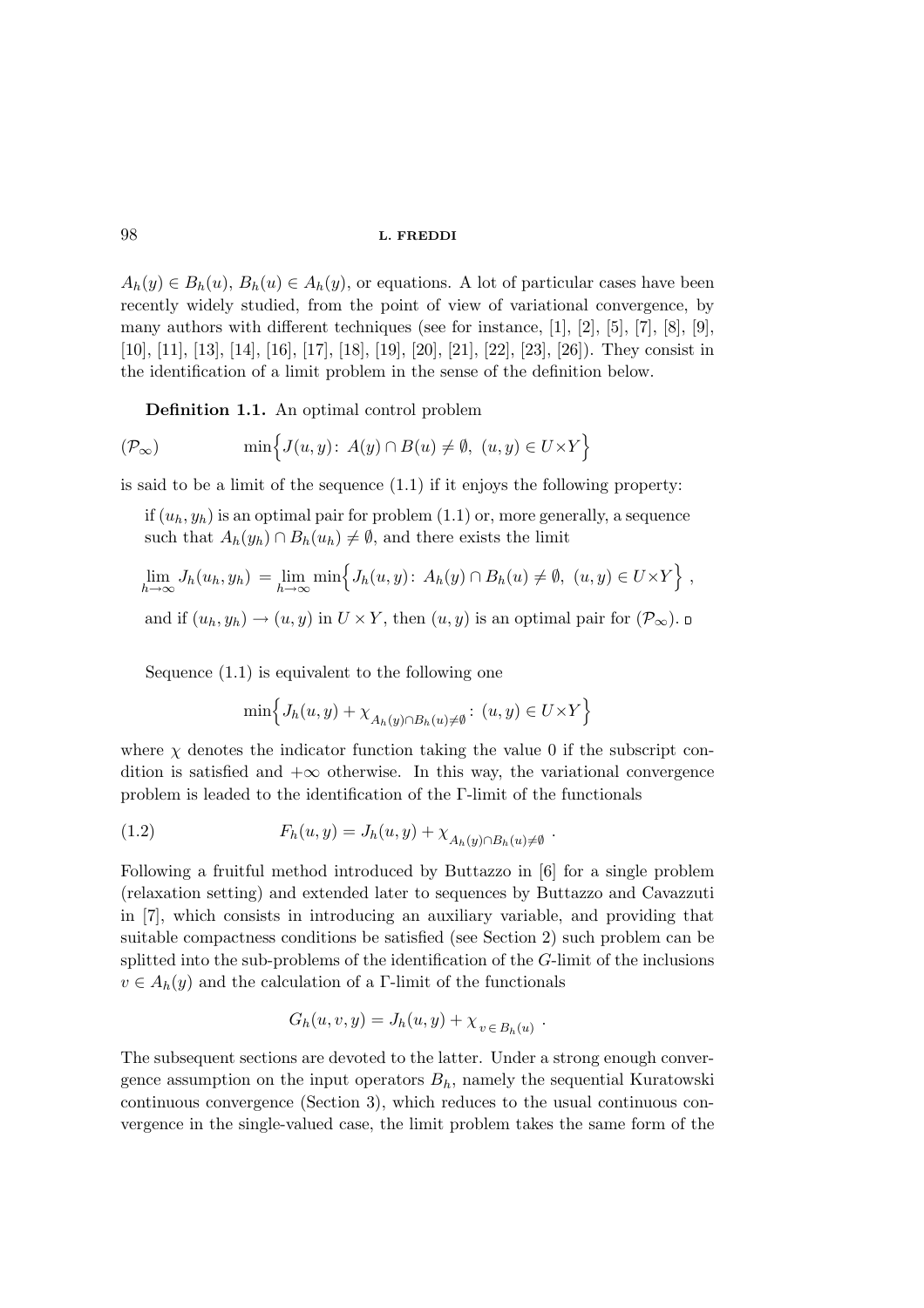$A_h(y) \in B_h(u)$, $B_h(u) \in A_h(y)$, or equations. A lot of particular cases have been recently widely studied, from the point of view of variational convergence, by many authors with different techniques (see for instance, [1], [2], [5], [7], [8], [9], [10], [11], [13], [14], [16], [17], [18], [19], [20], [21], [22], [23], [26]). They consist in the identification of a limit problem in the sense of the definition below.

**Definition 1.1.** An optimal control problem

$$(\mathcal{P}_\infty) \qquad \min\Big\{J(u,y)\colon\ A(y)\cap B(u)\neq\emptyset,\ (u,y)\in U\times Y\Big\}$$

is said to be a limit of the sequence (1.1) if it enjoys the following property:

if $(u_h, y_h)$ is an optimal pair for problem (1.1) or, more generally, a sequence such that $A_h(y_h)\cap B_h(u_h)\neq\emptyset$, and there exists the limit

$$\lim_{h\to\infty} J_h(u_h,y_h) = \lim_{h\to\infty}\min\Big\{J_h(u,y)\colon\ A_h(y)\cap B_h(u)\neq\emptyset,\ (u,y)\in U\times Y\Big\}\ ,$$

and if $(u_h, y_h)\to(u,y)$ in $U\times Y$, then $(u,y)$ is an optimal pair for $(\mathcal{P}_\infty)$. □

Sequence (1.1) is equivalent to the following one

$$\min\Big\{J_h(u,y)+\chi_{A_h(y)\cap B_h(u)\neq\emptyset}\colon\ (u,y)\in U\times Y\Big\}$$

where $\chi$ denotes the indicator function taking the value 0 if the subscript condition is satisfied and $+\infty$ otherwise. In this way, the variational convergence problem is leaded to the identification of the $\Gamma$-limit of the functionals

$$(1.2) \qquad F_h(u,y) = J_h(u,y)+\chi_{A_h(y)\cap B_h(u)\neq\emptyset}\ .$$

Following a fruitful method introduced by Buttazzo in [6] for a single problem (relaxation setting) and extended later to sequences by Buttazzo and Cavazzuti in [7], which consists in introducing an auxiliary variable, and providing that suitable compactness conditions be satisfied (see Section 2) such problem can be splitted into the sub-problems of the identification of the $G$-limit of the inclusions $v\in A_h(y)$ and the calculation of a $\Gamma$-limit of the functionals

$$G_h(u,v,y) = J_h(u,y)+\chi_{v\in B_h(u)}\ .$$

The subsequent sections are devoted to the latter. Under a strong enough convergence assumption on the input operators $B_h$, namely the sequential Kuratowski continuous convergence (Section 3), which reduces to the usual continuous convergence in the single-valued case, the limit problem takes the same form of the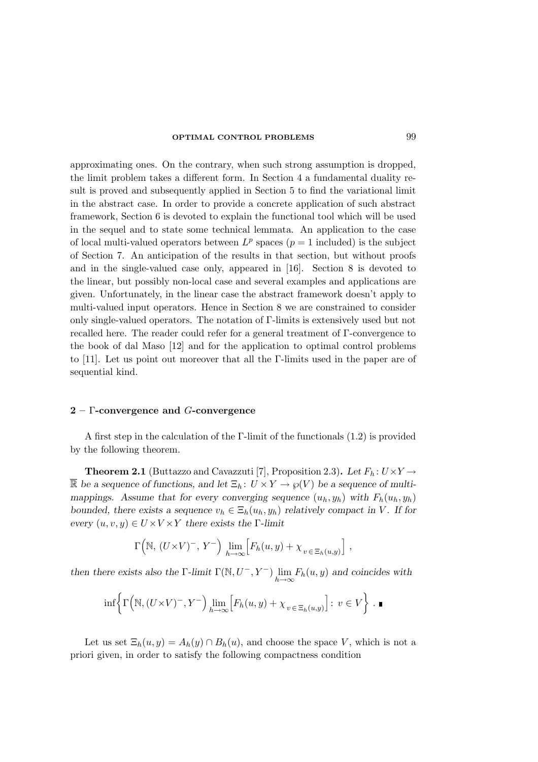approximating ones. On the contrary, when such strong assumption is dropped, the limit problem takes a different form. In Section 4 a fundamental duality result is proved and subsequently applied in Section 5 to find the variational limit in the abstract case. In order to provide a concrete application of such abstract framework, Section 6 is devoted to explain the functional tool which will be used in the sequel and to state some technical lemmata. An application to the case of local multi-valued operators between $L^p$ spaces ($p = 1$ included) is the subject of Section 7. An anticipation of the results in that section, but without proofs and in the single-valued case only, appeared in [16]. Section 8 is devoted to the linear, but possibly non-local case and several examples and applications are given. Unfortunately, in the linear case the abstract framework doesn't apply to multi-valued input operators. Hence in Section 8 we are constrained to consider only single-valued operators. The notation of $\Gamma$-limits is extensively used but not recalled here. The reader could refer for a general treatment of $\Gamma$-convergence to the book of dal Maso [12] and for the application to optimal control problems to [11]. Let us point out moreover that all the $\Gamma$-limits used in the paper are of sequential kind.

## 2 – $\Gamma$-convergence and $G$-convergence

A first step in the calculation of the $\Gamma$-limit of the functionals (1.2) is provided by the following theorem.

**Theorem 2.1** (Buttazzo and Cavazzuti [7], Proposition 2.3)**.** *Let $F_h \colon U \times Y \to \overline{\mathbb{R}}$ be a sequence of functions, and let $\Xi_h \colon U \times Y \to \wp(V)$ be a sequence of multi-mappings. Assume that for every converging sequence $(u_h, y_h)$ with $F_h(u_h, y_h)$ bounded, there exists a sequence $v_h \in \Xi_h(u_h, y_h)$ relatively compact in $V$. If for every $(u, v, y) \in U \times V \times Y$ there exists the $\Gamma$-limit*

$$\Gamma\Big(\mathbb{N},\, (U \times V)^-,\, Y^-\Big) \lim_{h\to\infty} \Big[F_h(u, y) + \chi_{\,v\,\in\,\Xi_h(u,y)}\Big]\,,$$

*then there exists also the $\Gamma$-limit $\Gamma(\mathbb{N}, U^-, Y^-) \lim\limits_{h\to\infty} F_h(u, y)$ and coincides with*

$$\inf\bigg\{\Gamma\Big(\mathbb{N}, (U \times V)^-, Y^-\Big) \lim_{h\to\infty} \Big[F_h(u, y) + \chi_{\,v\,\in\,\Xi_h(u,y)}\Big] \colon\, v \in V\bigg\}\,. \;\blacksquare$$

Let us set $\Xi_h(u, y) = A_h(y) \cap B_h(u)$, and choose the space $V$, which is not a priori given, in order to satisfy the following compactness condition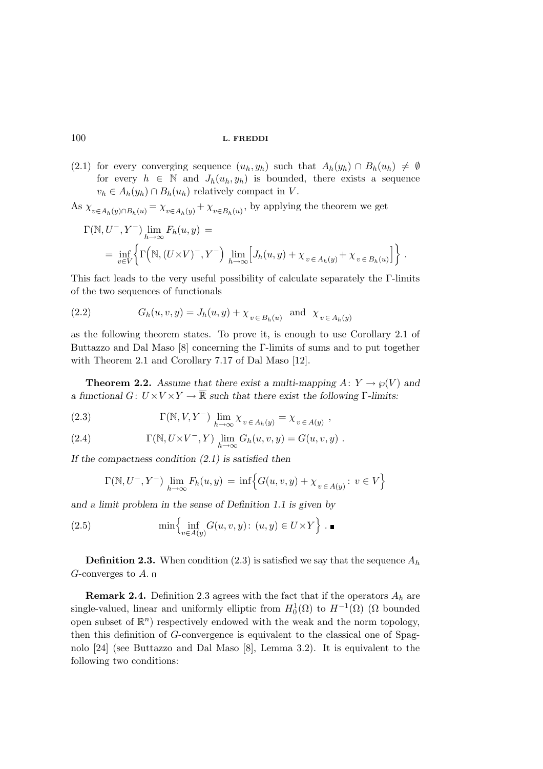(2.1) for every converging sequence $(u_h, y_h)$ such that $A_h(y_h) \cap B_h(u_h) \neq \emptyset$ for every $h \in \mathbb{N}$ and $J_h(u_h, y_h)$ is bounded, there exists a sequence $v_h \in A_h(y_h) \cap B_h(u_h)$ relatively compact in $V$.

As $\chi_{v \in A_h(y) \cap B_h(u)} = \chi_{v \in A_h(y)} + \chi_{v \in B_h(u)}$, by applying the theorem we get

$$\Gamma(\mathbb{N}, U^-, Y^-) \lim_{h\to\infty} F_h(u,y) = $$
$$= \inf_{v \in V} \Big\{ \Gamma\Big(\mathbb{N}, (U \times V)^-, Y^-\Big) \lim_{h\to\infty} \Big[ J_h(u,y) + \chi_{v \in A_h(y)} + \chi_{v \in B_h(u)} \Big] \Big\} .$$

This fact leads to the very useful possibility of calculate separately the $\Gamma$-limits of the two sequences of functionals

$$G_h(u,v,y) = J_h(u,y) + \chi_{v \in B_h(u)} \quad \text{and} \quad \chi_{v \in A_h(y)} \tag{2.2}$$

as the following theorem states. To prove it, is enough to use Corollary 2.1 of Buttazzo and Dal Maso [8] concerning the $\Gamma$-limits of sums and to put together with Theorem 2.1 and Corollary 7.17 of Dal Maso [12].

**Theorem 2.2.** *Assume that there exist a multi-mapping $A \colon Y \to \wp(V)$ and a functional $G \colon U \times V \times Y \to \overline{\mathbb{R}}$ such that there exist the following $\Gamma$-limits:*

$$\Gamma(\mathbb{N}, V, Y^-) \lim_{h\to\infty} \chi_{v \in A_h(y)} = \chi_{v \in A(y)} , \tag{2.3}$$

$$\Gamma(\mathbb{N}, U \times V^-, Y) \lim_{h\to\infty} G_h(u,v,y) = G(u,v,y) . \tag{2.4}$$

*If the compactness condition (2.1) is satisfied then*

$$\Gamma(\mathbb{N}, U^-, Y^-) \lim_{h\to\infty} F_h(u,y) = \inf\Big\{ G(u,v,y) + \chi_{v \in A(y)} \colon v \in V \Big\}$$

*and a limit problem in the sense of Definition 1.1 is given by*

$$\min\Big\{ \inf_{v \in A(y)} G(u,v,y) \colon (u,y) \in U \times Y \Big\} . \ \blacksquare \tag{2.5}$$

**Definition 2.3.** When condition (2.3) is satisfied we say that the sequence $A_h$ $G$-converges to $A$. □

**Remark 2.4.** Definition 2.3 agrees with the fact that if the operators $A_h$ are single-valued, linear and uniformly elliptic from $H^1_0(\Omega)$ to $H^{-1}(\Omega)$ ($\Omega$ bounded open subset of $\mathbb{R}^n$) respectively endowed with the weak and the norm topology, then this definition of $G$-convergence is equivalent to the classical one of Spagnolo [24] (see Buttazzo and Dal Maso [8], Lemma 3.2). It is equivalent to the following two conditions: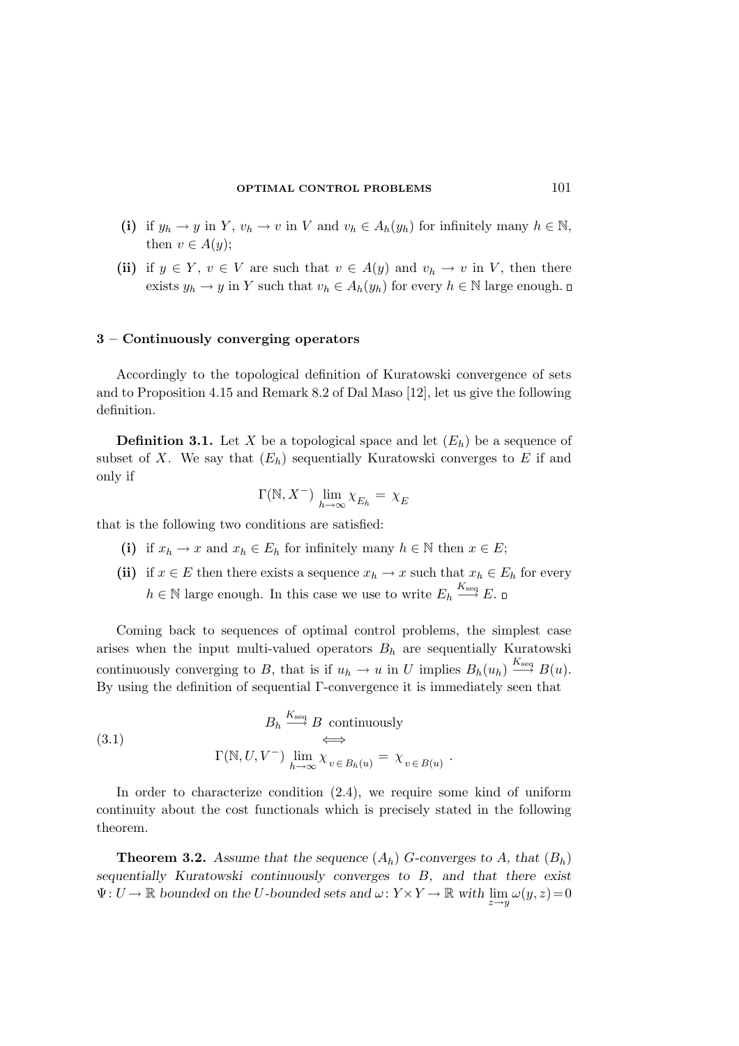**(i)** if $y_h \to y$ in $Y$, $v_h \to v$ in $V$ and $v_h \in A_h(y_h)$ for infinitely many $h \in \mathbb{N}$, then $v \in A(y)$;

**(ii)** if $y \in Y$, $v \in V$ are such that $v \in A(y)$ and $v_h \to v$ in $V$, then there exists $y_h \to y$ in $Y$ such that $v_h \in A_h(y_h)$ for every $h \in \mathbb{N}$ large enough. ▫

## 3 – Continuously converging operators

Accordingly to the topological definition of Kuratowski convergence of sets and to Proposition 4.15 and Remark 8.2 of Dal Maso [12], let us give the following definition.

**Definition 3.1.** Let $X$ be a topological space and let $(E_h)$ be a sequence of subset of $X$. We say that $(E_h)$ sequentially Kuratowski converges to $E$ if and only if

$$\Gamma(\mathbb{N}, X^-) \lim_{h\to\infty} \chi_{E_h} = \chi_E$$

that is the following two conditions are satisfied:

**(i)** if $x_h \to x$ and $x_h \in E_h$ for infinitely many $h \in \mathbb{N}$ then $x \in E$;

**(ii)** if $x \in E$ then there exists a sequence $x_h \to x$ such that $x_h \in E_h$ for every $h \in \mathbb{N}$ large enough. In this case we use to write $E_h \xrightarrow{K_{\text{seq}}} E$. ▫

Coming back to sequences of optimal control problems, the simplest case arises when the input multi-valued operators $B_h$ are sequentially Kuratowski continuously converging to $B$, that is if $u_h \to u$ in $U$ implies $B_h(u_h) \xrightarrow{K_{\text{seq}}} B(u)$. By using the definition of sequential $\Gamma$-convergence it is immediately seen that

$$B_h \xrightarrow{K_{\text{seq}}} B \text{ continuously} \iff \Gamma(\mathbb{N}, U, V^-) \lim_{h\to\infty} \chi_{v \in B_h(u)} = \chi_{v \in B(u)} \,. \tag{3.1}$$

In order to characterize condition (2.4), we require some kind of uniform continuity about the cost functionals which is precisely stated in the following theorem.

**Theorem 3.2.** *Assume that the sequence $(A_h)$ G-converges to $A$, that $(B_h)$ sequentially Kuratowski continuously converges to $B$, and that there exist $\Psi: U \to \mathbb{R}$ bounded on the $U$-bounded sets and $\omega: Y \times Y \to \mathbb{R}$ with $\lim_{z\to y} \omega(y,z) = 0$*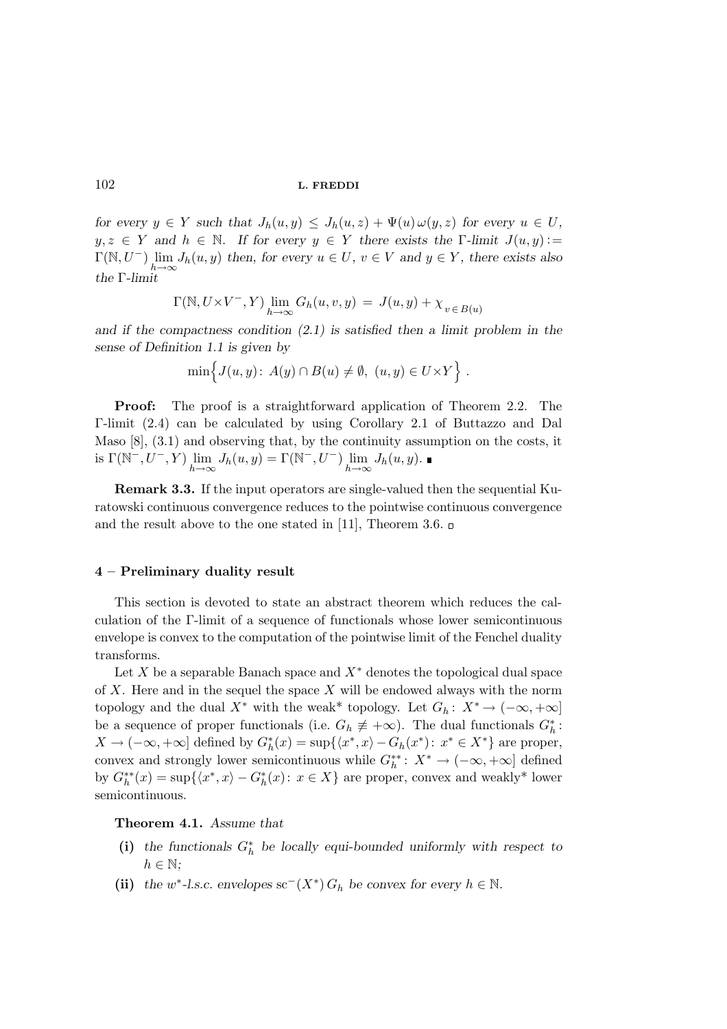*for every $y \in Y$ such that $J_h(u,y) \le J_h(u,z) + \Psi(u)\,\omega(y,z)$ for every $u \in U$, $y,z \in Y$ and $h \in \mathbb{N}$. If for every $y \in Y$ there exists the $\Gamma$-limit $J(u,y) := \Gamma(\mathbb{N}, U^-) \lim\limits_{h\to\infty} J_h(u,y)$ then, for every $u \in U$, $v \in V$ and $y \in Y$, there exists also the $\Gamma$-limit*

$$\Gamma(\mathbb{N}, U\times V^-, Y) \lim_{h\to\infty} G_h(u,v,y) \;=\; J(u,y) + \chi_{\,v\in B(u)}$$

*and if the compactness condition (2.1) is satisfied then a limit problem in the sense of Definition 1.1 is given by*

$$\min\Big\{ J(u,y)\colon\, A(y)\cap B(u) \neq \emptyset,\; (u,y)\in U\times Y \Big\}\,.$$

**Proof:** The proof is a straightforward application of Theorem 2.2. The $\Gamma$-limit (2.4) can be calculated by using Corollary 2.1 of Buttazzo and Dal Maso [8], (3.1) and observing that, by the continuity assumption on the costs, it is $\Gamma(\mathbb{N}^-, U^-, Y) \lim\limits_{h\to\infty} J_h(u,y) = \Gamma(\mathbb{N}^-, U^-) \lim\limits_{h\to\infty} J_h(u,y)$. ∎

**Remark 3.3.** If the input operators are single-valued then the sequential Kuratowski continuous convergence reduces to the pointwise continuous convergence and the result above to the one stated in [11], Theorem 3.6. □

## 4 – Preliminary duality result

This section is devoted to state an abstract theorem which reduces the calculation of the $\Gamma$-limit of a sequence of functionals whose lower semicontinuous envelope is convex to the computation of the pointwise limit of the Fenchel duality transforms.

Let $X$ be a separable Banach space and $X^*$ denotes the topological dual space of $X$. Here and in the sequel the space $X$ will be endowed always with the norm topology and the dual $X^*$ with the weak* topology. Let $G_h\colon X^* \to (-\infty,+\infty]$ be a sequence of proper functionals (i.e. $G_h \not\equiv +\infty$). The dual functionals $G_h^*\colon X \to (-\infty,+\infty]$ defined by $G_h^*(x) = \sup\{\langle x^*, x\rangle - G_h(x^*)\colon\, x^* \in X^*\}$ are proper, convex and strongly lower semicontinuous while $G_h^{**}\colon X^* \to (-\infty,+\infty]$ defined by $G_h^{**}(x) = \sup\{\langle x^*, x\rangle - G_h^*(x)\colon\, x \in X\}$ are proper, convex and weakly* lower semicontinuous.

**Theorem 4.1.** *Assume that*

- **(i)** *the functionals $G_h^*$ be locally equi-bounded uniformly with respect to $h \in \mathbb{N}$;*
- **(ii)** *the $w^*$-l.s.c. envelopes $\mathrm{sc}^-(X^*)\, G_h$ be convex for every $h \in \mathbb{N}$.*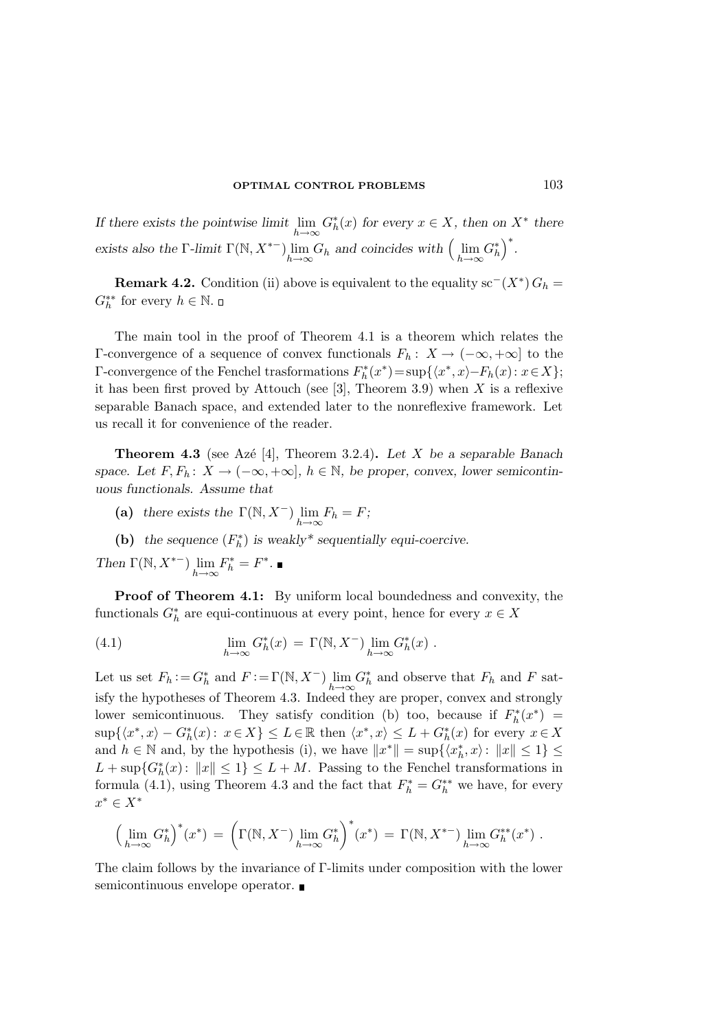*If there exists the pointwise limit* $\lim_{h\to\infty} G_h^*(x)$ *for every* $x \in X$*, then on* $X^*$ *there exists also the* $\Gamma$*-limit* $\Gamma(\mathbb{N}, X^{*-})\lim_{h\to\infty} G_h$ *and coincides with* $\left(\lim_{h\to\infty} G_h^*\right)^*$.

**Remark 4.2.** Condition (ii) above is equivalent to the equality $\mathrm{sc}^-(X^*)\, G_h = G_h^{**}$ for every $h \in \mathbb{N}$. □

The main tool in the proof of Theorem 4.1 is a theorem which relates the $\Gamma$-convergence of a sequence of convex functionals $F_h\colon X \to (-\infty, +\infty]$ to the $\Gamma$-convergence of the Fenchel trasformations $F_h^*(x^*) = \sup\{\langle x^*, x\rangle - F_h(x)\colon x \in X\}$; it has been first proved by Attouch (see [3], Theorem 3.9) when $X$ is a reflexive separable Banach space, and extended later to the nonreflexive framework. Let us recall it for convenience of the reader.

**Theorem 4.3** (see Azé [4], Theorem 3.2.4)**.** *Let* $X$ *be a separable Banach space. Let* $F, F_h\colon X \to (-\infty, +\infty]$, $h \in \mathbb{N}$*, be proper, convex, lower semicontinuous functionals. Assume that*

**(a)** *there exists the* $\Gamma(\mathbb{N}, X^-)\lim_{h\to\infty} F_h = F$*;*

**(b)** *the sequence* $(F_h^*)$ *is weakly\* sequentially equi-coercive.*

*Then* $\Gamma(\mathbb{N}, X^{*-})\lim_{h\to\infty} F_h^* = F^*$. ■

**Proof of Theorem 4.1:** By uniform local boundedness and convexity, the functionals $G_h^*$ are equi-continuous at every point, hence for every $x \in X$

$$\lim_{h\to\infty} G_h^*(x) \,=\, \Gamma(\mathbb{N}, X^-)\lim_{h\to\infty} G_h^*(x)\ . \tag{4.1}$$

Let us set $F_h := G_h^*$ and $F := \Gamma(\mathbb{N}, X^-)\lim_{h\to\infty} G_h^*$ and observe that $F_h$ and $F$ satisfy the hypotheses of Theorem 4.3. Indeed they are proper, convex and strongly lower semicontinuous. They satisfy condition (b) too, because if $F_h^*(x^*) = \sup\{\langle x^*, x\rangle - G_h^*(x)\colon x \in X\} \le L \in \mathbb{R}$ then $\langle x^*, x\rangle \le L + G_h^*(x)$ for every $x \in X$ and $h \in \mathbb{N}$ and, by the hypothesis (i), we have $\|x^*\| = \sup\{\langle x_h^*, x\rangle\colon \|x\| \le 1\} \le L + \sup\{G_h^*(x)\colon \|x\| \le 1\} \le L + M$. Passing to the Fenchel transformations in formula (4.1), using Theorem 4.3 and the fact that $F_h^* = G_h^{**}$ we have, for every $x^* \in X^*$

$$\left(\lim_{h\to\infty} G_h^*\right)^*(x^*) \,=\, \left(\Gamma(\mathbb{N}, X^-)\lim_{h\to\infty} G_h^*\right)^*(x^*) \,=\, \Gamma(\mathbb{N}, X^{*-})\lim_{h\to\infty} G_h^{**}(x^*)\ .$$

The claim follows by the invariance of $\Gamma$-limits under composition with the lower semicontinuous envelope operator. ■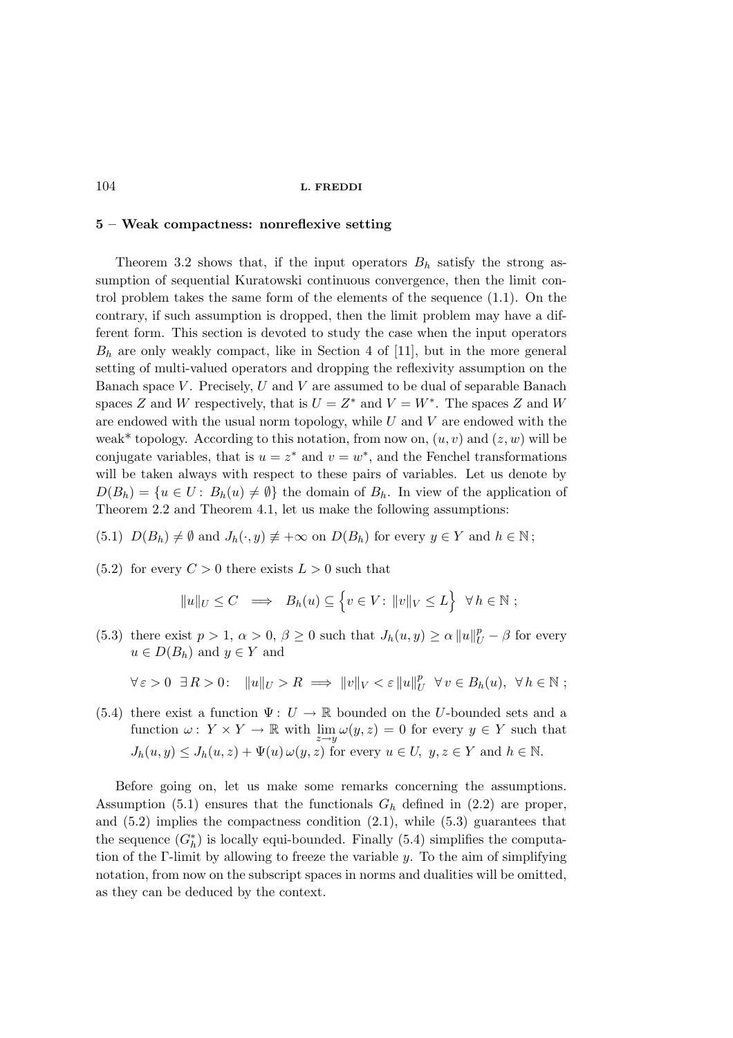## 5 – Weak compactness: nonreflexive setting

Theorem 3.2 shows that, if the input operators $B_h$ satisfy the strong assumption of sequential Kuratowski continuous convergence, then the limit control problem takes the same form of the elements of the sequence (1.1). On the contrary, if such assumption is dropped, then the limit problem may have a different form. This section is devoted to study the case when the input operators $B_h$ are only weakly compact, like in Section 4 of [11], but in the more general setting of multi-valued operators and dropping the reflexivity assumption on the Banach space $V$. Precisely, $U$ and $V$ are assumed to be dual of separable Banach spaces $Z$ and $W$ respectively, that is $U = Z^*$ and $V = W^*$. The spaces $Z$ and $W$ are endowed with the usual norm topology, while $U$ and $V$ are endowed with the weak* topology. According to this notation, from now on, $(u, v)$ and $(z, w)$ will be conjugate variables, that is $u = z^*$ and $v = w^*$, and the Fenchel transformations will be taken always with respect to these pairs of variables. Let us denote by $D(B_h) = \{u \in U\colon\ B_h(u) \neq \emptyset\}$ the domain of $B_h$. In view of the application of Theorem 2.2 and Theorem 4.1, let us make the following assumptions:

(5.1) $D(B_h) \neq \emptyset$ and $J_h(\cdot, y) \not\equiv +\infty$ on $D(B_h)$ for every $y \in Y$ and $h \in \mathbb{N}$;

(5.2) for every $C > 0$ there exists $L > 0$ such that

$$\|u\|_U \le C \implies B_h(u) \subseteq \Big\{v \in V\colon\ \|v\|_V \le L\Big\} \quad \forall\, h \in \mathbb{N}\ ;$$

(5.3) there exist $p > 1$, $\alpha > 0$, $\beta \ge 0$ such that $J_h(u, y) \ge \alpha\, \|u\|_U^p - \beta$ for every $u \in D(B_h)$ and $y \in Y$ and

$$\forall\, \varepsilon > 0 \ \ \exists\, R > 0\colon \quad \|u\|_U > R \implies \|v\|_V < \varepsilon\, \|u\|_U^p \ \ \forall\, v \in B_h(u), \ \ \forall\, h \in \mathbb{N}\ ;$$

(5.4) there exist a function $\Psi\colon U \to \mathbb{R}$ bounded on the $U$-bounded sets and a function $\omega\colon Y \times Y \to \mathbb{R}$ with $\lim\limits_{z \to y} \omega(y, z) = 0$ for every $y \in Y$ such that $J_h(u, y) \le J_h(u, z) + \Psi(u)\, \omega(y, z)$ for every $u \in U$, $y, z \in Y$ and $h \in \mathbb{N}$.

Before going on, let us make some remarks concerning the assumptions. Assumption (5.1) ensures that the functionals $G_h$ defined in (2.2) are proper, and (5.2) implies the compactness condition (2.1), while (5.3) guarantees that the sequence $(G_h^*)$ is locally equi-bounded. Finally (5.4) simplifies the computation of the $\Gamma$-limit by allowing to freeze the variable $y$. To the aim of simplifying notation, from now on the subscript spaces in norms and dualities will be omitted, as they can be deduced by the context.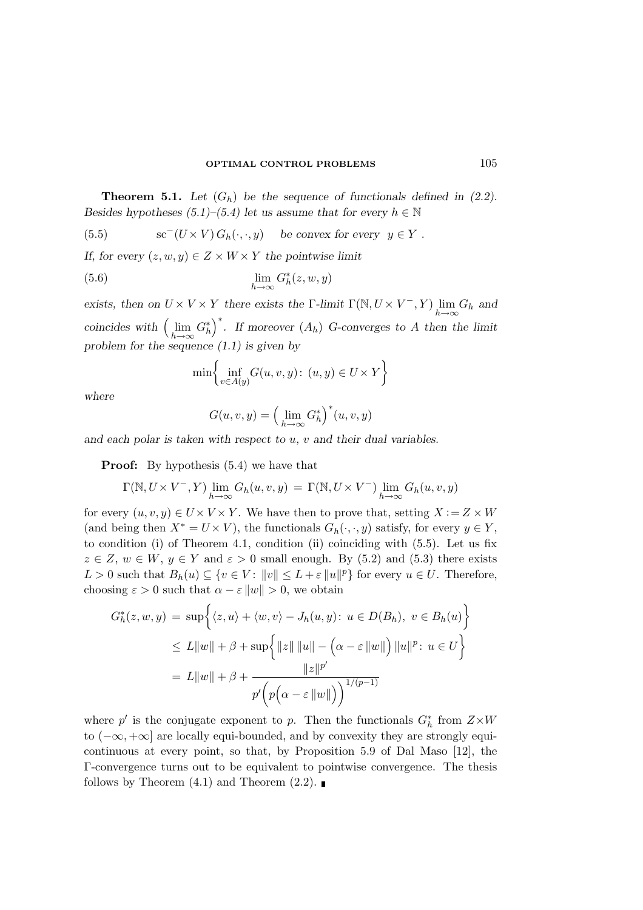**Theorem 5.1.** *Let $(G_h)$ be the sequence of functionals defined in (2.2). Besides hypotheses (5.1)–(5.4) let us assume that for every $h \in \mathbb{N}$*

$$\mathrm{sc}^-(U \times V)\, G_h(\cdot,\cdot,y) \quad \textit{be convex for every} \quad y \in Y\ . \tag{5.5}$$

*If, for every $(z,w,y) \in Z \times W \times Y$ the pointwise limit*

$$\lim_{h\to\infty} G_h^*(z,w,y) \tag{5.6}$$

*exists, then on $U \times V \times Y$ there exists the Γ-limit $\Gamma(\mathbb{N}, U \times V^-, Y) \lim\limits_{h\to\infty} G_h$ and coincides with $\Big(\lim\limits_{h\to\infty} G_h^*\Big)^*$. If moreover $(A_h)$ G-converges to $A$ then the limit problem for the sequence (1.1) is given by*

$$\min\Big\{ \inf_{v \in A(y)} G(u,v,y) \colon\ (u,y) \in U \times Y \Big\}$$

*where*

$$G(u,v,y) = \Big(\lim_{h\to\infty} G_h^*\Big)^*(u,v,y)$$

*and each polar is taken with respect to $u$, $v$ and their dual variables.*

**Proof:** By hypothesis (5.4) we have that

$$\Gamma(\mathbb{N}, U \times V^-, Y) \lim_{h\to\infty} G_h(u,v,y) \,=\, \Gamma(\mathbb{N}, U \times V^-) \lim_{h\to\infty} G_h(u,v,y)$$

for every $(u,v,y) \in U \times V \times Y$. We have then to prove that, setting $X := Z \times W$ (and being then $X^* = U \times V$), the functionals $G_h(\cdot,\cdot,y)$ satisfy, for every $y \in Y$, to condition (i) of Theorem 4.1, condition (ii) coinciding with (5.5). Let us fix $z \in Z$, $w \in W$, $y \in Y$ and $\varepsilon > 0$ small enough. By (5.2) and (5.3) there exists $L > 0$ such that $B_h(u) \subseteq \{v \in V \colon \|v\| \le L + \varepsilon\, \|u\|^p\}$ for every $u \in U$. Therefore, choosing $\varepsilon > 0$ such that $\alpha - \varepsilon\, \|w\| > 0$, we obtain

$$\begin{aligned}
G_h^*(z,w,y) \,&=\, \sup\Big\{ \langle z,u\rangle + \langle w,v\rangle - J_h(u,y) \colon\ u \in D(B_h),\ v \in B_h(u) \Big\} \\
&\le\, L\|w\| + \beta + \sup\Big\{ \|z\|\, \|u\| - \Big(\alpha - \varepsilon\, \|w\|\Big)\, \|u\|^p \colon\ u \in U \Big\} \\
&=\, L\|w\| + \beta + \frac{\|z\|^{p'}}{p'\Big(p\Big(\alpha - \varepsilon\, \|w\|\Big)\Big)^{1/(p-1)}}
\end{aligned}$$

where $p'$ is the conjugate exponent to $p$. Then the functionals $G_h^*$ from $Z \times W$ to $(-\infty, +\infty]$ are locally equi-bounded, and by convexity they are strongly equi-continuous at every point, so that, by Proposition 5.9 of Dal Maso [12], the Γ-convergence turns out to be equivalent to pointwise convergence. The thesis follows by Theorem (4.1) and Theorem (2.2). ∎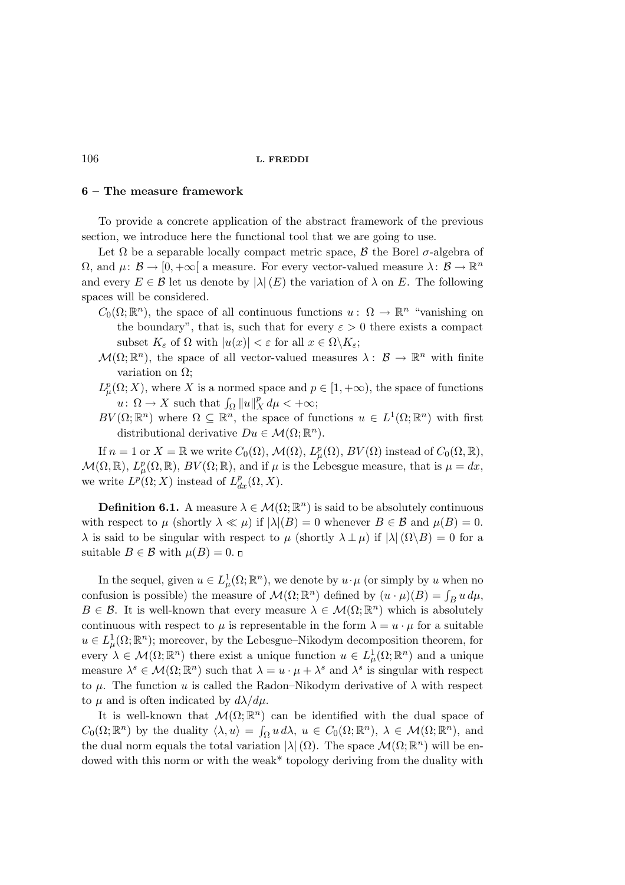## 6 – The measure framework

To provide a concrete application of the abstract framework of the previous section, we introduce here the functional tool that we are going to use.

Let $\Omega$ be a separable locally compact metric space, $\mathcal{B}$ the Borel $\sigma$-algebra of $\Omega$, and $\mu\colon \mathcal{B} \to [0, +\infty[$ a measure. For every vector-valued measure $\lambda\colon \mathcal{B} \to \mathbb{R}^n$ and every $E \in \mathcal{B}$ let us denote by $|\lambda|(E)$ the variation of $\lambda$ on $E$. The following spaces will be considered.

- $C_0(\Omega; \mathbb{R}^n)$, the space of all continuous functions $u\colon \Omega \to \mathbb{R}^n$ "vanishing on the boundary", that is, such that for every $\varepsilon > 0$ there exists a compact subset $K_\varepsilon$ of $\Omega$ with $|u(x)| < \varepsilon$ for all $x \in \Omega \backslash K_\varepsilon$;
- $\mathcal{M}(\Omega; \mathbb{R}^n)$, the space of all vector-valued measures $\lambda\colon \mathcal{B} \to \mathbb{R}^n$ with finite variation on $\Omega$;
- $L^p_\mu(\Omega; X)$, where $X$ is a normed space and $p \in [1, +\infty)$, the space of functions $u\colon \Omega \to X$ such that $\int_\Omega \|u\|^p_X \, d\mu < +\infty$;
- $BV(\Omega; \mathbb{R}^n)$ where $\Omega \subseteq \mathbb{R}^n$, the space of functions $u \in L^1(\Omega; \mathbb{R}^n)$ with first distributional derivative $Du \in \mathcal{M}(\Omega; \mathbb{R}^n)$.

If $n = 1$ or $X = \mathbb{R}$ we write $C_0(\Omega)$, $\mathcal{M}(\Omega)$, $L^p_\mu(\Omega)$, $BV(\Omega)$ instead of $C_0(\Omega, \mathbb{R})$, $\mathcal{M}(\Omega, \mathbb{R})$, $L^p_\mu(\Omega, \mathbb{R})$, $BV(\Omega; \mathbb{R})$, and if $\mu$ is the Lebesgue measure, that is $\mu = dx$, we write $L^p(\Omega; X)$ instead of $L^p_{dx}(\Omega, X)$.

**Definition 6.1.** A measure $\lambda \in \mathcal{M}(\Omega; \mathbb{R}^n)$ is said to be absolutely continuous with respect to $\mu$ (shortly $\lambda \ll \mu$) if $|\lambda|(B) = 0$ whenever $B \in \mathcal{B}$ and $\mu(B) = 0$. $\lambda$ is said to be singular with respect to $\mu$ (shortly $\lambda \perp \mu$) if $|\lambda|(\Omega \backslash B) = 0$ for a suitable $B \in \mathcal{B}$ with $\mu(B) = 0$. □

In the sequel, given $u \in L^1_\mu(\Omega; \mathbb{R}^n)$, we denote by $u \cdot \mu$ (or simply by $u$ when no confusion is possible) the measure of $\mathcal{M}(\Omega; \mathbb{R}^n)$ defined by $(u \cdot \mu)(B) = \int_B u \, d\mu$, $B \in \mathcal{B}$. It is well-known that every measure $\lambda \in \mathcal{M}(\Omega; \mathbb{R}^n)$ which is absolutely continuous with respect to $\mu$ is representable in the form $\lambda = u \cdot \mu$ for a suitable $u \in L^1_\mu(\Omega; \mathbb{R}^n)$; moreover, by the Lebesgue–Nikodym decomposition theorem, for every $\lambda \in \mathcal{M}(\Omega; \mathbb{R}^n)$ there exist a unique function $u \in L^1_\mu(\Omega; \mathbb{R}^n)$ and a unique measure $\lambda^s \in \mathcal{M}(\Omega; \mathbb{R}^n)$ such that $\lambda = u \cdot \mu + \lambda^s$ and $\lambda^s$ is singular with respect to $\mu$. The function $u$ is called the Radon–Nikodym derivative of $\lambda$ with respect to $\mu$ and is often indicated by $d\lambda/d\mu$.

It is well-known that $\mathcal{M}(\Omega; \mathbb{R}^n)$ can be identified with the dual space of $C_0(\Omega; \mathbb{R}^n)$ by the duality $\langle \lambda, u \rangle = \int_\Omega u \, d\lambda$, $u \in C_0(\Omega; \mathbb{R}^n)$, $\lambda \in \mathcal{M}(\Omega; \mathbb{R}^n)$, and the dual norm equals the total variation $|\lambda|(\Omega)$. The space $\mathcal{M}(\Omega; \mathbb{R}^n)$ will be endowed with this norm or with the weak* topology deriving from the duality with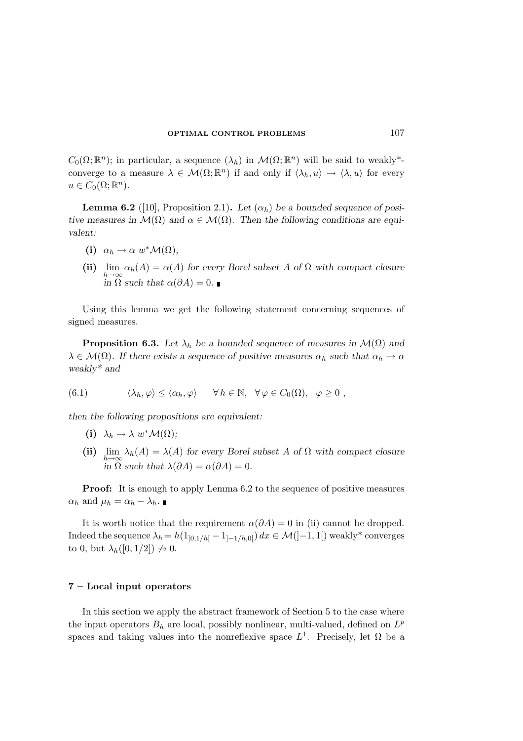$C_0(\Omega;\mathbb{R}^n)$; in particular, a sequence $(\lambda_h)$ in $\mathcal{M}(\Omega;\mathbb{R}^n)$ will be said to weakly*-converge to a measure $\lambda \in \mathcal{M}(\Omega;\mathbb{R}^n)$ if and only if $\langle \lambda_h, u\rangle \to \langle \lambda, u\rangle$ for every $u \in C_0(\Omega;\mathbb{R}^n)$.

**Lemma 6.2** ([10], Proposition 2.1)**.** *Let $(\alpha_h)$ be a bounded sequence of positive measures in $\mathcal{M}(\Omega)$ and $\alpha \in \mathcal{M}(\Omega)$. Then the following conditions are equivalent:*

- **(i)** $\alpha_h \to \alpha$ $w^*\mathcal{M}(\Omega)$,
- **(ii)** $\lim\limits_{h\to\infty} \alpha_h(A) = \alpha(A)$ *for every Borel subset $A$ of $\Omega$ with compact closure in $\Omega$ such that $\alpha(\partial A) = 0$.* ∎

Using this lemma we get the following statement concerning sequences of signed measures.

**Proposition 6.3.** *Let $\lambda_h$ be a bounded sequence of measures in $\mathcal{M}(\Omega)$ and $\lambda \in \mathcal{M}(\Omega)$. If there exists a sequence of positive measures $\alpha_h$ such that $\alpha_h \to \alpha$ weakly\* and*

$$\langle \lambda_h, \varphi\rangle \le \langle \alpha_h, \varphi\rangle \qquad \forall\, h \in \mathbb{N}, \quad \forall\, \varphi \in C_0(\Omega), \quad \varphi \ge 0\ , \tag{6.1}$$

*then the following propositions are equivalent:*

- **(i)** $\lambda_h \to \lambda$ $w^*\mathcal{M}(\Omega)$*;*
- **(ii)** $\lim\limits_{h\to\infty} \lambda_h(A) = \lambda(A)$ *for every Borel subset $A$ of $\Omega$ with compact closure in $\Omega$ such that $\lambda(\partial A) = \alpha(\partial A) = 0$.*

**Proof:** It is enough to apply Lemma 6.2 to the sequence of positive measures $\alpha_h$ and $\mu_h = \alpha_h - \lambda_h$. ∎

It is worth notice that the requirement $\alpha(\partial A) = 0$ in (ii) cannot be dropped. Indeed the sequence $\lambda_h = h(1_{]0,1/h[} - 1_{]-1/h,0[})\,dx \in \mathcal{M}(]-1,1[)$ weakly* converges to 0, but $\lambda_h([0,1/2]) \not\to 0$.

## 7 – Local input operators

In this section we apply the abstract framework of Section 5 to the case where the input operators $B_h$ are local, possibly nonlinear, multi-valued, defined on $L^p$ spaces and taking values into the nonreflexive space $L^1$. Precisely, let $\Omega$ be a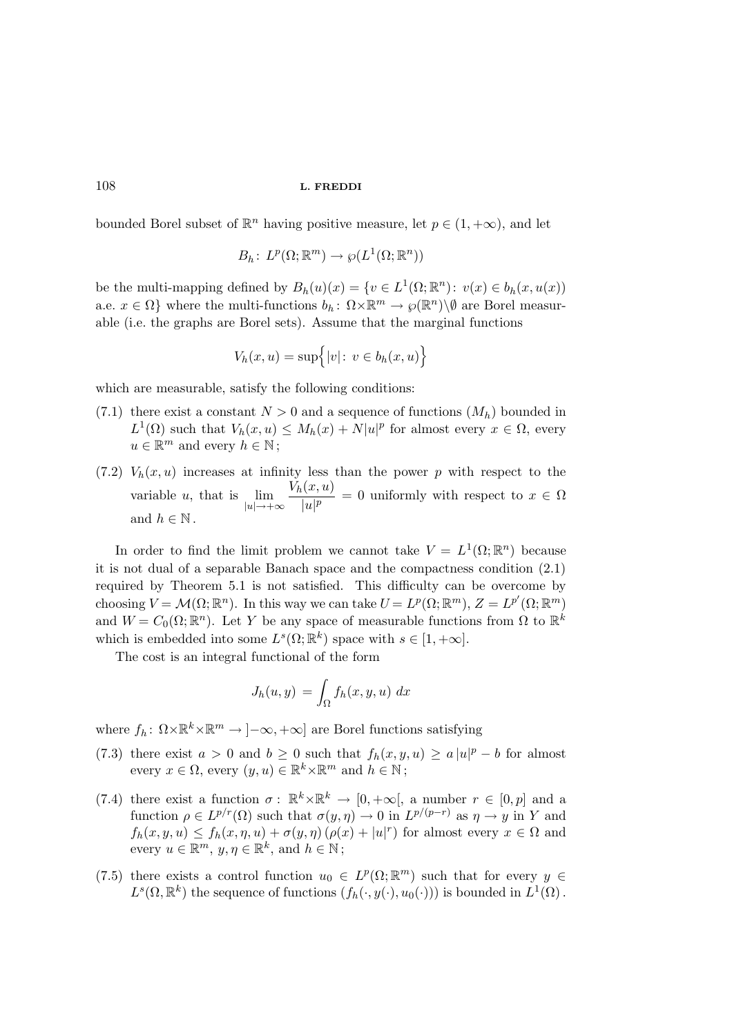bounded Borel subset of $\mathbb{R}^n$ having positive measure, let $p \in (1, +\infty)$, and let

$$B_h \colon L^p(\Omega; \mathbb{R}^m) \to \wp(L^1(\Omega; \mathbb{R}^n))$$

be the multi-mapping defined by $B_h(u)(x) = \{v \in L^1(\Omega; \mathbb{R}^n) \colon v(x) \in b_h(x, u(x))$ a.e. $x \in \Omega\}$ where the multi-functions $b_h \colon \Omega \times \mathbb{R}^m \to \wp(\mathbb{R}^n) \setminus \emptyset$ are Borel measurable (i.e. the graphs are Borel sets). Assume that the marginal functions

$$V_h(x, u) = \sup\Big\{ |v| \colon v \in b_h(x, u) \Big\}$$

which are measurable, satisfy the following conditions:

(7.1) there exist a constant $N > 0$ and a sequence of functions $(M_h)$ bounded in $L^1(\Omega)$ such that $V_h(x, u) \le M_h(x) + N|u|^p$ for almost every $x \in \Omega$, every $u \in \mathbb{R}^m$ and every $h \in \mathbb{N}$;

(7.2) $V_h(x, u)$ increases at infinity less than the power $p$ with respect to the variable $u$, that is $\displaystyle\lim_{|u| \to +\infty} \frac{V_h(x, u)}{|u|^p} = 0$ uniformly with respect to $x \in \Omega$ and $h \in \mathbb{N}$.

In order to find the limit problem we cannot take $V = L^1(\Omega; \mathbb{R}^n)$ because it is not dual of a separable Banach space and the compactness condition (2.1) required by Theorem 5.1 is not satisfied. This difficulty can be overcome by choosing $V = \mathcal{M}(\Omega; \mathbb{R}^n)$. In this way we can take $U = L^p(\Omega; \mathbb{R}^m)$, $Z = L^{p'}(\Omega; \mathbb{R}^m)$ and $W = C_0(\Omega; \mathbb{R}^n)$. Let $Y$ be any space of measurable functions from $\Omega$ to $\mathbb{R}^k$ which is embedded into some $L^s(\Omega; \mathbb{R}^k)$ space with $s \in [1, +\infty]$.

The cost is an integral functional of the form

$$J_h(u, y) = \int_\Omega f_h(x, y, u)\, dx$$

where $f_h \colon \Omega \times \mathbb{R}^k \times \mathbb{R}^m \to ]-\infty, +\infty]$ are Borel functions satisfying

(7.3) there exist $a > 0$ and $b \ge 0$ such that $f_h(x, y, u) \ge a\,|u|^p - b$ for almost every $x \in \Omega$, every $(y, u) \in \mathbb{R}^k \times \mathbb{R}^m$ and $h \in \mathbb{N}$;

(7.4) there exist a function $\sigma \colon \mathbb{R}^k \times \mathbb{R}^k \to [0, +\infty[$, a number $r \in [0, p]$ and a function $\rho \in L^{p/r}(\Omega)$ such that $\sigma(y, \eta) \to 0$ in $L^{p/(p-r)}$ as $\eta \to y$ in $Y$ and $f_h(x, y, u) \le f_h(x, \eta, u) + \sigma(y, \eta)\,(\rho(x) + |u|^r)$ for almost every $x \in \Omega$ and every $u \in \mathbb{R}^m$, $y, \eta \in \mathbb{R}^k$, and $h \in \mathbb{N}$;

(7.5) there exists a control function $u_0 \in L^p(\Omega; \mathbb{R}^m)$ such that for every $y \in L^s(\Omega, \mathbb{R}^k)$ the sequence of functions $(f_h(\cdot, y(\cdot), u_0(\cdot)))$ is bounded in $L^1(\Omega)$.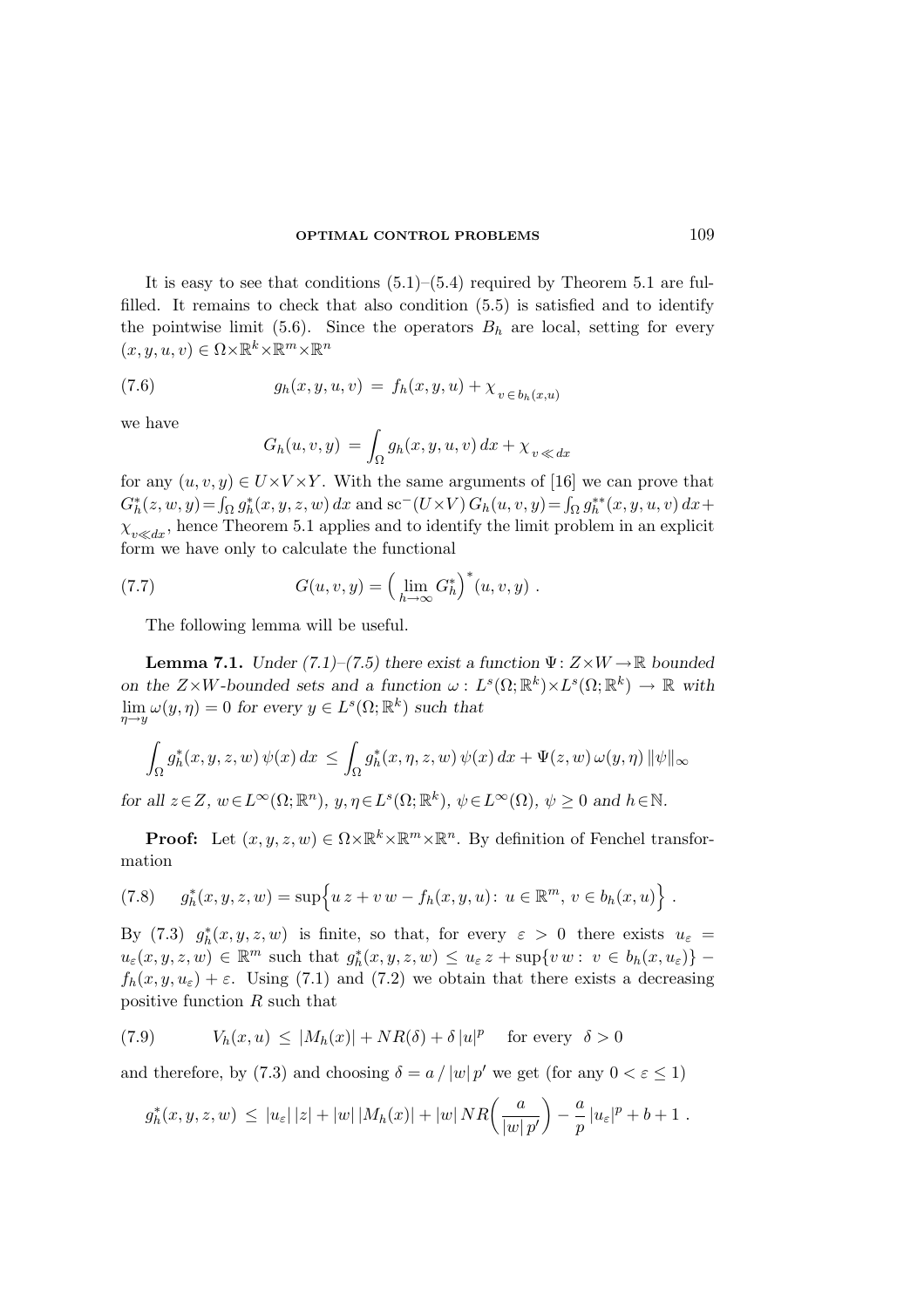It is easy to see that conditions (5.1)–(5.4) required by Theorem 5.1 are fulfilled. It remains to check that also condition (5.5) is satisfied and to identify the pointwise limit (5.6). Since the operators $B_h$ are local, setting for every $(x,y,u,v) \in \Omega \times \mathbb{R}^k \times \mathbb{R}^m \times \mathbb{R}^n$

$$g_h(x,y,u,v) \,=\, f_h(x,y,u) + \chi_{\,v \in b_h(x,u)} \tag{7.6}$$

we have

$$G_h(u,v,y) \,=\, \int_\Omega g_h(x,y,u,v)\, dx + \chi_{\,v \ll dx}$$

for any $(u,v,y) \in U \times V \times Y$. With the same arguments of [16] we can prove that $G_h^*(z,w,y) = \int_\Omega g_h^*(x,y,z,w)\, dx$ and $\mathrm{sc}^-(U \times V)\, G_h(u,v,y) = \int_\Omega g_h^{**}(x,y,u,v)\, dx + \chi_{v \ll dx}$, hence Theorem 5.1 applies and to identify the limit problem in an explicit form we have only to calculate the functional

$$G(u,v,y) = \Big(\lim_{h\to\infty} G_h^*\Big)^*(u,v,y)\ . \tag{7.7}$$

The following lemma will be useful.

**Lemma 7.1.** *Under (7.1)–(7.5) there exist a function $\Psi\colon Z \times W \to \mathbb{R}$ bounded on the $Z \times W$-bounded sets and a function $\omega\colon L^s(\Omega;\mathbb{R}^k) \times L^s(\Omega;\mathbb{R}^k) \to \mathbb{R}$ with $\lim\limits_{\eta\to y} \omega(y,\eta) = 0$ for every $y \in L^s(\Omega;\mathbb{R}^k)$ such that*

$$\int_\Omega g_h^*(x,y,z,w)\, \psi(x)\, dx \,\le\, \int_\Omega g_h^*(x,\eta,z,w)\, \psi(x)\, dx + \Psi(z,w)\, \omega(y,\eta)\, \|\psi\|_\infty$$

*for all $z \in Z$, $w \in L^\infty(\Omega;\mathbb{R}^n)$, $y,\eta \in L^s(\Omega;\mathbb{R}^k)$, $\psi \in L^\infty(\Omega)$, $\psi \ge 0$ and $h \in \mathbb{N}$.*

**Proof:** Let $(x,y,z,w) \in \Omega \times \mathbb{R}^k \times \mathbb{R}^m \times \mathbb{R}^n$. By definition of Fenchel transformation

$$g_h^*(x,y,z,w) = \sup\Big\{ u\, z + v\, w - f_h(x,y,u)\colon\ u \in \mathbb{R}^m,\ v \in b_h(x,u) \Big\}\ . \tag{7.8}$$

By (7.3) $g_h^*(x,y,z,w)$ is finite, so that, for every $\varepsilon > 0$ there exists $u_\varepsilon = u_\varepsilon(x,y,z,w) \in \mathbb{R}^m$ such that $g_h^*(x,y,z,w) \le u_\varepsilon\, z + \sup\{v\, w\colon\ v \in b_h(x,u_\varepsilon)\} - f_h(x,y,u_\varepsilon) + \varepsilon$. Using (7.1) and (7.2) we obtain that there exists a decreasing positive function $R$ such that

$$V_h(x,u) \,\le\, |M_h(x)| + N R(\delta) + \delta\, |u|^p \quad \text{ for every }\ \delta > 0 \tag{7.9}$$

and therefore, by (7.3) and choosing $\delta = a \,/\, |w|\, p'$ we get (for any $0 < \varepsilon \le 1$)

$$g_h^*(x,y,z,w) \,\le\, |u_\varepsilon|\, |z| + |w|\, |M_h(x)| + |w|\, N R\Big(\frac{a}{|w|\, p'}\Big) - \frac{a}{p}\, |u_\varepsilon|^p + b + 1\ .$$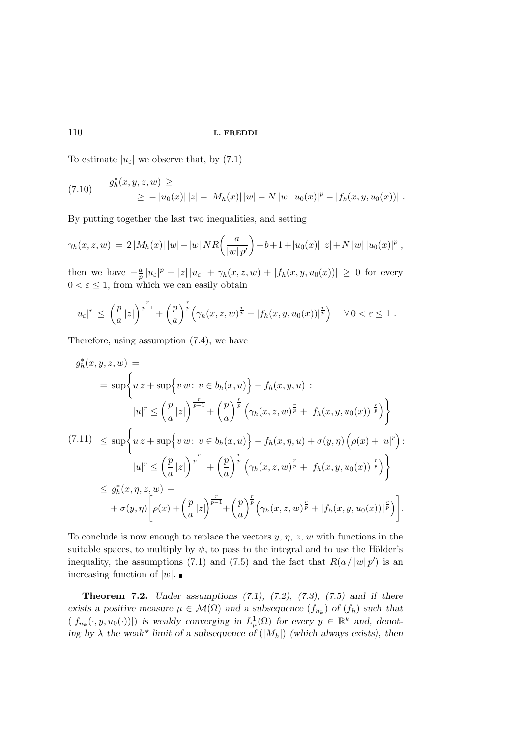To estimate $|u_\varepsilon|$ we observe that, by (7.1)

$$
\begin{aligned}
(7.10)\qquad & g_h^*(x,y,z,w) \geq \\
& \qquad \geq -|u_0(x)|\,|z| - |M_h(x)|\,|w| - N\,|w|\,|u_0(x)|^p - |f_h(x,y,u_0(x))| \,.
\end{aligned}
$$

By putting together the last two inequalities, and setting

$$
\gamma_h(x,z,w) = 2\,|M_h(x)|\,|w| + |w|\,NR\Big(\frac{a}{|w|\,p'}\Big) + b + 1 + |u_0(x)|\,|z| + N\,|w|\,|u_0(x)|^p \,,
$$

then we have $-\frac{a}{p}|u_\varepsilon|^p + |z|\,|u_\varepsilon| + \gamma_h(x,z,w) + |f_h(x,y,u_0(x))| \geq 0$ for every $0 < \varepsilon \leq 1$, from which we can easily obtain

$$
|u_\varepsilon|^r \leq \Big(\frac{p}{a}\,|z|\Big)^{\frac{r}{p-1}} + \Big(\frac{p}{a}\Big)^{\frac{r}{p}}\Big(\gamma_h(x,z,w)^{\frac{r}{p}} + |f_h(x,y,u_0(x))|^{\frac{r}{p}}\Big) \qquad \forall\, 0 < \varepsilon \leq 1 \,.
$$

Therefore, using assumption (7.4), we have

$$
\begin{aligned}
& g_h^*(x,y,z,w) = \\
& = \sup\bigg\{ u\,z + \sup\Big\{ v\,w \colon\, v \in b_h(x,u) \Big\} - f_h(x,y,u) \,: \\
& \qquad\qquad |u|^r \leq \Big(\frac{p}{a}\,|z|\Big)^{\frac{r}{p-1}} + \Big(\frac{p}{a}\Big)^{\frac{r}{p}}\,\Big(\gamma_h(x,z,w)^{\frac{r}{p}} + |f_h(x,y,u_0(x))|^{\frac{r}{p}}\Big) \bigg\} \\
(7.11)\quad & \leq \sup\bigg\{ u\,z + \sup\Big\{ v\,w \colon\, v \in b_h(x,u) \Big\} - f_h(x,\eta,u) + \sigma(y,\eta)\,\Big(\rho(x) + |u|^r\Big) \colon \\
& \qquad\qquad |u|^r \leq \Big(\frac{p}{a}\,|z|\Big)^{\frac{r}{p-1}} + \Big(\frac{p}{a}\Big)^{\frac{r}{p}}\,\Big(\gamma_h(x,z,w)^{\frac{r}{p}} + |f_h(x,y,u_0(x))|^{\frac{r}{p}}\Big) \bigg\} \\
& \leq g_h^*(x,\eta,z,w) \, + \\
& \qquad + \sigma(y,\eta)\bigg[\rho(x) + \Big(\frac{p}{a}\,|z|\Big)^{\frac{r}{p-1}} + \Big(\frac{p}{a}\Big)^{\frac{r}{p}}\Big(\gamma_h(x,z,w)^{\frac{r}{p}} + |f_h(x,y,u_0(x))|^{\frac{r}{p}}\Big)\bigg].
\end{aligned}
$$

To conclude is now enough to replace the vectors $y$, $\eta$, $z$, $w$ with functions in the suitable spaces, to multiply by $\psi$, to pass to the integral and to use the Hölder's inequality, the assumptions (7.1) and (7.5) and the fact that $R(a\,/\,|w|\,p')$ is an increasing function of $|w|$. ∎

**Theorem 7.2.** *Under assumptions (7.1), (7.2), (7.3), (7.5) and if there exists a positive measure $\mu \in \mathcal{M}(\Omega)$ and a subsequence $(f_{n_k})$ of $(f_h)$ such that $(|f_{n_k}(\cdot,y,u_0(\cdot))|)$ is weakly converging in $L^1_\mu(\Omega)$ for every $y \in \mathbb{R}^k$ and, denoting by $\lambda$ the weak\* limit of a subsequence of $(|M_h|)$ (which always exists), then*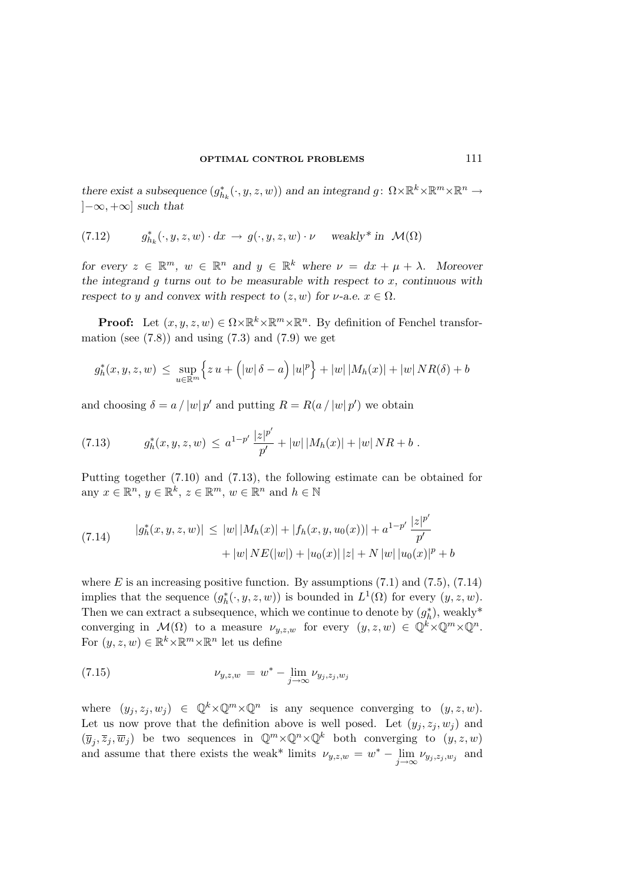*there exist a subsequence* $(g^*_{h_k}(\cdot, y, z, w))$ *and an integrand* $g\colon\ \Omega\times\mathbb{R}^k\times\mathbb{R}^m\times\mathbb{R}^n \to\ ]-\infty, +\infty]$ *such that*

$$
g^*_{h_k}(\cdot, y, z, w)\cdot dx \;\to\; g(\cdot, y, z, w)\cdot \nu \qquad \text{weakly* in } \mathcal{M}(\Omega) \tag{7.12}
$$

*for every* $z \in \mathbb{R}^m$, $w \in \mathbb{R}^n$ *and* $y \in \mathbb{R}^k$ *where* $\nu = dx + \mu + \lambda$. *Moreover the integrand* $g$ *turns out to be measurable with respect to* $x$, *continuous with respect to* $y$ *and convex with respect to* $(z, w)$ *for* $\nu$*-a.e.* $x \in \Omega$.

**Proof:** Let $(x, y, z, w) \in \Omega\times\mathbb{R}^k\times\mathbb{R}^m\times\mathbb{R}^n$. By definition of Fenchel transformation (see (7.8)) and using (7.3) and (7.9) we get

$$
g^*_h(x, y, z, w) \;\le\; \sup_{u\in\mathbb{R}^m}\Big\{ z\,u + \Big(|w|\,\delta - a\Big)\,|u|^p\Big\} + |w|\,|M_h(x)| + |w|\,NR(\delta) + b
$$

and choosing $\delta = a\,/\,|w|\,p'$ and putting $R = R(a\,/\,|w|\,p')$ we obtain

$$
g^*_h(x, y, z, w) \;\le\; a^{1-p'}\,\frac{|z|^{p'}}{p'} + |w|\,|M_h(x)| + |w|\,NR + b\;. \tag{7.13}
$$

Putting together (7.10) and (7.13), the following estimate can be obtained for any $x \in \mathbb{R}^n$, $y \in \mathbb{R}^k$, $z \in \mathbb{R}^m$, $w \in \mathbb{R}^n$ and $h \in \mathbb{N}$

$$
\begin{aligned}
|g^*_h(x, y, z, w)| \;\le\; & |w|\,|M_h(x)| + |f_h(x, y, u_0(x))| + a^{1-p'}\,\frac{|z|^{p'}}{p'} \\
& + |w|\,NE(|w|) + |u_0(x)|\,|z| + N\,|w|\,|u_0(x)|^p + b
\end{aligned} \tag{7.14}
$$

where $E$ is an increasing positive function. By assumptions (7.1) and (7.5), (7.14) implies that the sequence $(g^*_h(\cdot, y, z, w))$ is bounded in $L^1(\Omega)$ for every $(y, z, w)$. Then we can extract a subsequence, which we continue to denote by $(g^*_h)$, weakly* converging in $\mathcal{M}(\Omega)$ to a measure $\nu_{y,z,w}$ for every $(y, z, w) \in \mathbb{Q}^k\times\mathbb{Q}^m\times\mathbb{Q}^n$. For $(y, z, w) \in \mathbb{R}^k\times\mathbb{R}^m\times\mathbb{R}^n$ let us define

$$
\nu_{y,z,w} \;=\; w^* - \lim_{j\to\infty} \nu_{y_j, z_j, w_j} \tag{7.15}
$$

where $(y_j, z_j, w_j) \in \mathbb{Q}^k\times\mathbb{Q}^m\times\mathbb{Q}^n$ is any sequence converging to $(y, z, w)$. Let us now prove that the definition above is well posed. Let $(y_j, z_j, w_j)$ and $(\overline{y}_j, \overline{z}_j, \overline{w}_j)$ be two sequences in $\mathbb{Q}^m\times\mathbb{Q}^n\times\mathbb{Q}^k$ both converging to $(y, z, w)$ and assume that there exists the weak* limits $\nu_{y,z,w} = w^* - \lim\limits_{j\to\infty} \nu_{y_j, z_j, w_j}$ and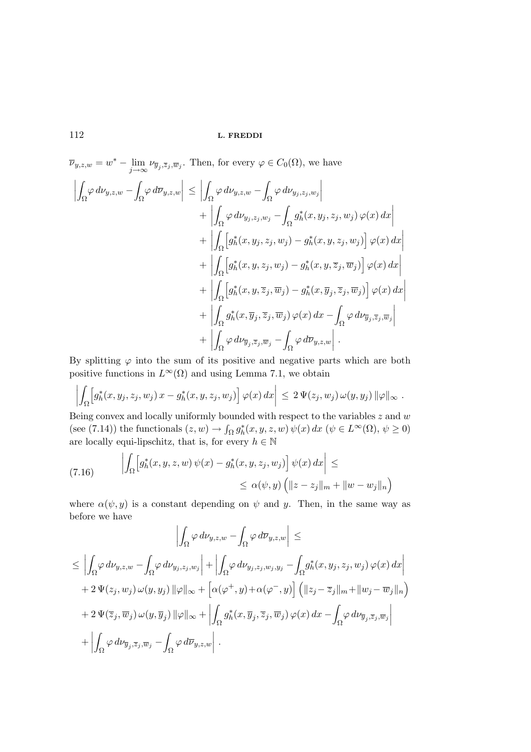$\overline{\nu}_{y,z,w} = w^* - \lim_{j\to\infty} \nu_{\overline{y}_j,\overline{z}_j,\overline{w}_j}$. Then, for every $\varphi \in C_0(\Omega)$, we have

$$
\begin{aligned}
\left|\int_\Omega \varphi\, d\nu_{y,z,w} - \int_\Omega \varphi\, d\overline{\nu}_{y,z,w}\right| \le & \left|\int_\Omega \varphi\, d\nu_{y,z,w} - \int_\Omega \varphi\, d\nu_{y_j,z_j,w_j}\right| \\
& + \left|\int_\Omega \varphi\, d\nu_{y_j,z_j,w_j} - \int_\Omega g_h^*(x,y_j,z_j,w_j)\,\varphi(x)\,dx\right| \\
& + \left|\int_\Omega \Big[g_h^*(x,y_j,z_j,w_j) - g_h^*(x,y,z_j,w_j)\Big]\,\varphi(x)\,dx\right| \\
& + \left|\int_\Omega \Big[g_h^*(x,y,z_j,w_j) - g_h^*(x,y,\overline{z}_j,\overline{w}_j)\Big]\,\varphi(x)\,dx\right| \\
& + \left|\int_\Omega \Big[g_h^*(x,y,\overline{z}_j,\overline{w}_j) - g_h^*(x,\overline{y}_j,\overline{z}_j,\overline{w}_j)\Big]\,\varphi(x)\,dx\right| \\
& + \left|\int_\Omega g_h^*(x,\overline{y}_j,\overline{z}_j,\overline{w}_j)\,\varphi(x)\,dx - \int_\Omega \varphi\, d\nu_{\overline{y}_j,\overline{z}_j,\overline{w}_j}\right| \\
& + \left|\int_\Omega \varphi\, d\nu_{\overline{y}_j,\overline{z}_j,\overline{w}_j} - \int_\Omega \varphi\, d\overline{\nu}_{y,z,w}\right| .
\end{aligned}
$$

By splitting $\varphi$ into the sum of its positive and negative parts which are both positive functions in $L^\infty(\Omega)$ and using Lemma 7.1, we obtain

$$
\left|\int_\Omega \Big[g_h^*(x,y_j,z_j,w_j)\,x - g_h^*(x,y,z_j,w_j)\Big]\,\varphi(x)\,dx\right| \le 2\,\Psi(z_j,w_j)\,\omega(y,y_j)\,\|\varphi\|_\infty\ .
$$

Being convex and locally uniformly bounded with respect to the variables $z$ and $w$ (see (7.14)) the functionals $(z,w) \to \int_\Omega g_h^*(x,y,z,w)\,\psi(x)\,dx$ ($\psi \in L^\infty(\Omega)$, $\psi \ge 0$) are locally equi-lipschitz, that is, for every $h \in \mathbb{N}$

$$
\begin{aligned}
\left|\int_\Omega \Big[g_h^*(x,y,z,w)\,\psi(x) - g_h^*(x,y,z_j,w_j)\Big]\,\psi(x)\,dx\right| \le& \\
\le \alpha(\psi,y)\,\Big(\|z-z_j\|_m + \|w-w_j\|_n\Big)&
\end{aligned}
\tag{7.16}
$$

where $\alpha(\psi,y)$ is a constant depending on $\psi$ and $y$. Then, in the same way as before we have

$$
\begin{aligned}
&\left|\int_\Omega \varphi\, d\nu_{y,z,w} - \int_\Omega \varphi\, d\overline{\nu}_{y,z,w}\right| \le \\
&\le \left|\int_\Omega \varphi\, d\nu_{y,z,w} - \int_\Omega \varphi\, d\nu_{y_j,z_j,w_j}\right| + \left|\int_\Omega \varphi\, d\nu_{y_j,z_j,w_j,y_j} - \int_\Omega g_h^*(x,y_j,z_j,w_j)\,\varphi(x)\,dx\right| \\
&\quad + 2\,\Psi(z_j,w_j)\,\omega(y,y_j)\,\|\varphi\|_\infty + \Big[\alpha(\varphi^+,y) + \alpha(\varphi^-,y)\Big]\,\Big(\|z_j-\overline{z}_j\|_m + \|w_j-\overline{w}_j\|_n\Big) \\
&\quad + 2\,\Psi(\overline{z}_j,\overline{w}_j)\,\omega(y,\overline{y}_j)\,\|\varphi\|_\infty + \left|\int_\Omega g_h^*(x,\overline{y}_j,\overline{z}_j,\overline{w}_j)\,\varphi(x)\,dx - \int_\Omega \varphi\, d\nu_{\overline{y}_j,\overline{z}_j,\overline{w}_j}\right| \\
&\quad + \left|\int_\Omega \varphi\, d\nu_{\overline{y}_j,\overline{z}_j,\overline{w}_j} - \int_\Omega \varphi\, d\overline{\nu}_{y,z,w}\right| .
\end{aligned}
$$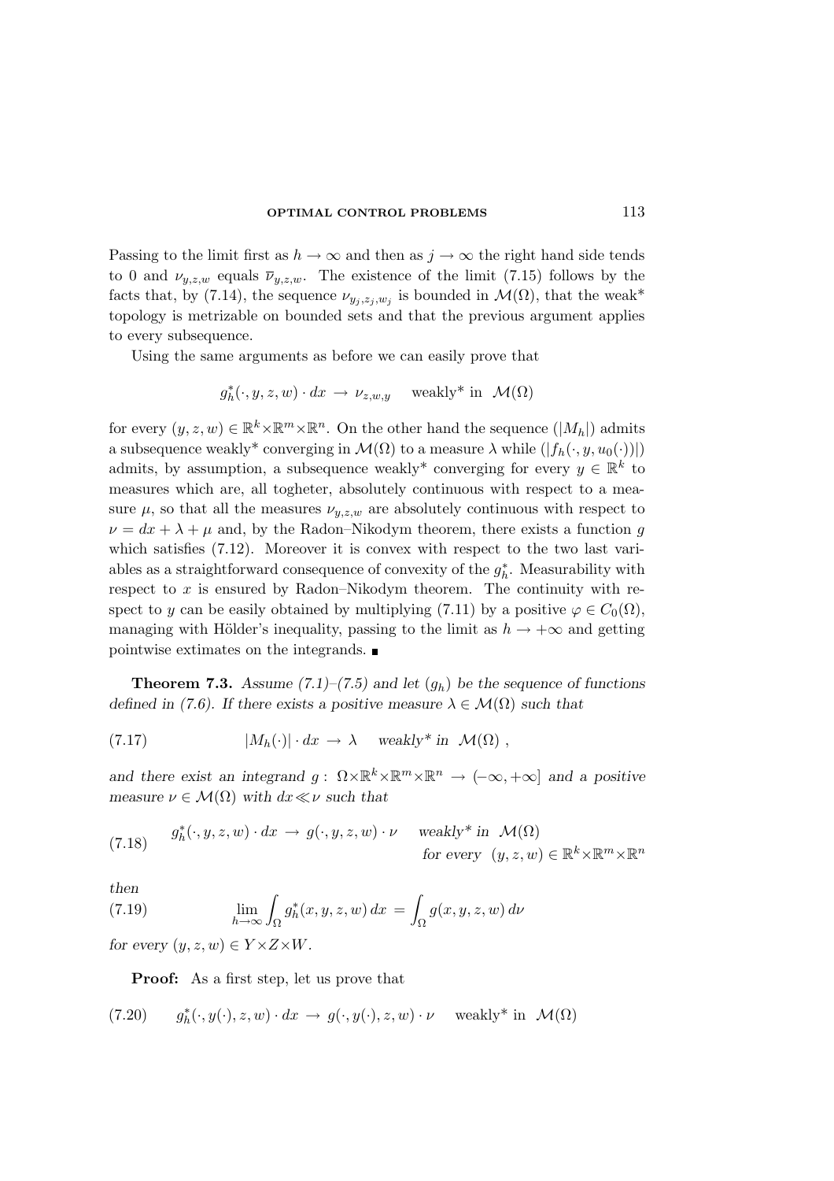Passing to the limit first as $h \to \infty$ and then as $j \to \infty$ the right hand side tends to 0 and $\nu_{y,z,w}$ equals $\overline{\nu}_{y,z,w}$. The existence of the limit (7.15) follows by the facts that, by (7.14), the sequence $\nu_{y_j,z_j,w_j}$ is bounded in $\mathcal{M}(\Omega)$, that the weak* topology is metrizable on bounded sets and that the previous argument applies to every subsequence.

Using the same arguments as before we can easily prove that

$$g_h^*(\cdot, y, z, w) \cdot dx \;\to\; \nu_{z,w,y} \quad \text{weakly* in } \;\mathcal{M}(\Omega)$$

for every $(y, z, w) \in \mathbb{R}^k \times \mathbb{R}^m \times \mathbb{R}^n$. On the other hand the sequence $(|M_h|)$ admits a subsequence weakly* converging in $\mathcal{M}(\Omega)$ to a measure $\lambda$ while $(|f_h(\cdot, y, u_0(\cdot))|)$ admits, by assumption, a subsequence weakly* converging for every $y \in \mathbb{R}^k$ to measures which are, all togheter, absolutely continuous with respect to a measure $\mu$, so that all the measures $\nu_{y,z,w}$ are absolutely continuous with respect to $\nu = dx + \lambda + \mu$ and, by the Radon–Nikodym theorem, there exists a function $g$ which satisfies (7.12). Moreover it is convex with respect to the two last variables as a straightforward consequence of convexity of the $g_h^*$. Measurability with respect to $x$ is ensured by Radon–Nikodym theorem. The continuity with respect to $y$ can be easily obtained by multiplying (7.11) by a positive $\varphi \in C_0(\Omega)$, managing with Hölder's inequality, passing to the limit as $h \to +\infty$ and getting pointwise extimates on the integrands. ∎

**Theorem 7.3.** *Assume (7.1)–(7.5) and let $(g_h)$ be the sequence of functions defined in (7.6). If there exists a positive measure $\lambda \in \mathcal{M}(\Omega)$ such that*

$$|M_h(\cdot)| \cdot dx \;\to\; \lambda \quad \textit{weakly* in } \;\mathcal{M}(\Omega)\;, \tag{7.17}$$

*and there exist an integrand $g:\; \Omega \times \mathbb{R}^k \times \mathbb{R}^m \times \mathbb{R}^n \to (-\infty, +\infty]$ and a positive measure $\nu \in \mathcal{M}(\Omega)$ with $dx \ll \nu$ such that*

$$g_h^*(\cdot, y, z, w) \cdot dx \;\to\; g(\cdot, y, z, w) \cdot \nu \quad \textit{weakly* in } \;\mathcal{M}(\Omega) \quad \textit{for every } \;(y, z, w) \in \mathbb{R}^k \times \mathbb{R}^m \times \mathbb{R}^n \tag{7.18}$$

*then*

$$\lim_{h \to \infty} \int_\Omega g_h^*(x, y, z, w)\, dx \;=\; \int_\Omega g(x, y, z, w)\, d\nu \tag{7.19}$$

*for every $(y, z, w) \in Y \times Z \times W$.*

**Proof:** As a first step, let us prove that

$$g_h^*(\cdot, y(\cdot), z, w) \cdot dx \;\to\; g(\cdot, y(\cdot), z, w) \cdot \nu \quad \text{weakly* in } \;\mathcal{M}(\Omega) \tag{7.20}$$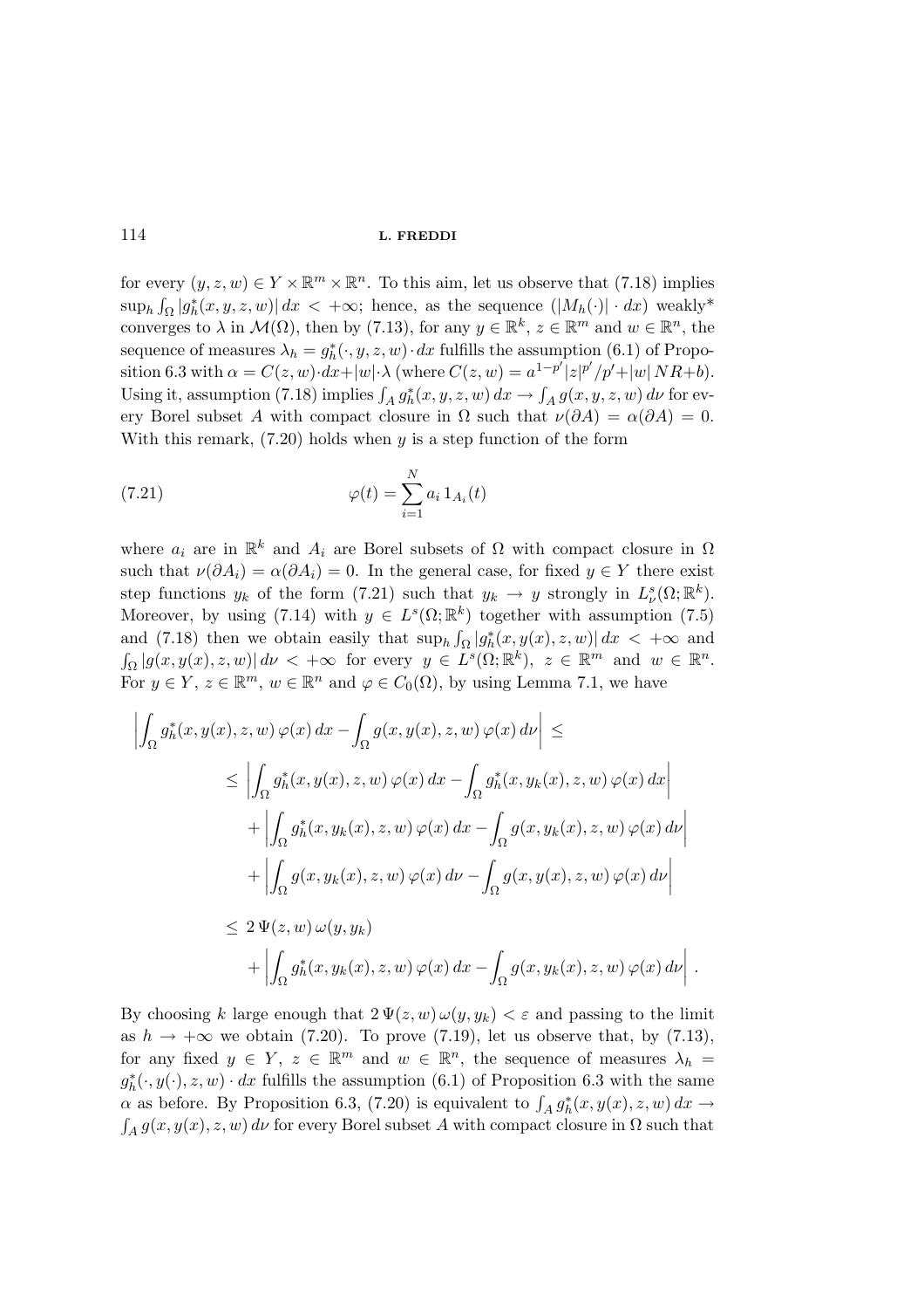for every $(y, z, w) \in Y \times \mathbb{R}^m \times \mathbb{R}^n$. To this aim, let us observe that (7.18) implies $\sup_h \int_\Omega |g_h^*(x, y, z, w)|\, dx < +\infty$; hence, as the sequence $(|M_h(\cdot)| \cdot dx)$ weakly* converges to $\lambda$ in $\mathcal{M}(\Omega)$, then by (7.13), for any $y \in \mathbb{R}^k$, $z \in \mathbb{R}^m$ and $w \in \mathbb{R}^n$, the sequence of measures $\lambda_h = g_h^*(\cdot, y, z, w) \cdot dx$ fulfills the assumption (6.1) of Proposition 6.3 with $\alpha = C(z, w) \cdot dx + |w| \cdot \lambda$ (where $C(z, w) = a^{1-p'} |z|^{p'}/p' + |w|\, NR + b$). Using it, assumption (7.18) implies $\int_A g_h^*(x, y, z, w)\, dx \to \int_A g(x, y, z, w)\, d\nu$ for every Borel subset $A$ with compact closure in $\Omega$ such that $\nu(\partial A) = \alpha(\partial A) = 0$. With this remark, (7.20) holds when $y$ is a step function of the form

$$\varphi(t) = \sum_{i=1}^{N} a_i\, 1_{A_i}(t) \tag{7.21}$$

where $a_i$ are in $\mathbb{R}^k$ and $A_i$ are Borel subsets of $\Omega$ with compact closure in $\Omega$ such that $\nu(\partial A_i) = \alpha(\partial A_i) = 0$. In the general case, for fixed $y \in Y$ there exist step functions $y_k$ of the form (7.21) such that $y_k \to y$ strongly in $L^s_\nu(\Omega; \mathbb{R}^k)$. Moreover, by using (7.14) with $y \in L^s(\Omega; \mathbb{R}^k)$ together with assumption (7.5) and (7.18) then we obtain easily that $\sup_h \int_\Omega |g_h^*(x, y(x), z, w)|\, dx < +\infty$ and $\int_\Omega |g(x, y(x), z, w)|\, d\nu < +\infty$ for every $y \in L^s(\Omega; \mathbb{R}^k)$, $z \in \mathbb{R}^m$ and $w \in \mathbb{R}^n$. For $y \in Y$, $z \in \mathbb{R}^m$, $w \in \mathbb{R}^n$ and $\varphi \in C_0(\Omega)$, by using Lemma 7.1, we have

$$\begin{aligned}
&\left| \int_\Omega g_h^*(x, y(x), z, w)\, \varphi(x)\, dx - \int_\Omega g(x, y(x), z, w)\, \varphi(x)\, d\nu \right| \le \\
&\quad \le \left| \int_\Omega g_h^*(x, y(x), z, w)\, \varphi(x)\, dx - \int_\Omega g_h^*(x, y_k(x), z, w)\, \varphi(x)\, dx \right| \\
&\qquad + \left| \int_\Omega g_h^*(x, y_k(x), z, w)\, \varphi(x)\, dx - \int_\Omega g(x, y_k(x), z, w)\, \varphi(x)\, d\nu \right| \\
&\qquad + \left| \int_\Omega g(x, y_k(x), z, w)\, \varphi(x)\, d\nu - \int_\Omega g(x, y(x), z, w)\, \varphi(x)\, d\nu \right| \\
&\quad \le 2\, \Psi(z, w)\, \omega(y, y_k) \\
&\qquad + \left| \int_\Omega g_h^*(x, y_k(x), z, w)\, \varphi(x)\, dx - \int_\Omega g(x, y_k(x), z, w)\, \varphi(x)\, d\nu \right| .
\end{aligned}$$

By choosing $k$ large enough that $2\, \Psi(z, w)\, \omega(y, y_k) < \varepsilon$ and passing to the limit as $h \to +\infty$ we obtain (7.20). To prove (7.19), let us observe that, by (7.13), for any fixed $y \in Y$, $z \in \mathbb{R}^m$ and $w \in \mathbb{R}^n$, the sequence of measures $\lambda_h = g_h^*(\cdot, y(\cdot), z, w) \cdot dx$ fulfills the assumption (6.1) of Proposition 6.3 with the same $\alpha$ as before. By Proposition 6.3, (7.20) is equivalent to $\int_A g_h^*(x, y(x), z, w)\, dx \to \int_A g(x, y(x), z, w)\, d\nu$ for every Borel subset $A$ with compact closure in $\Omega$ such that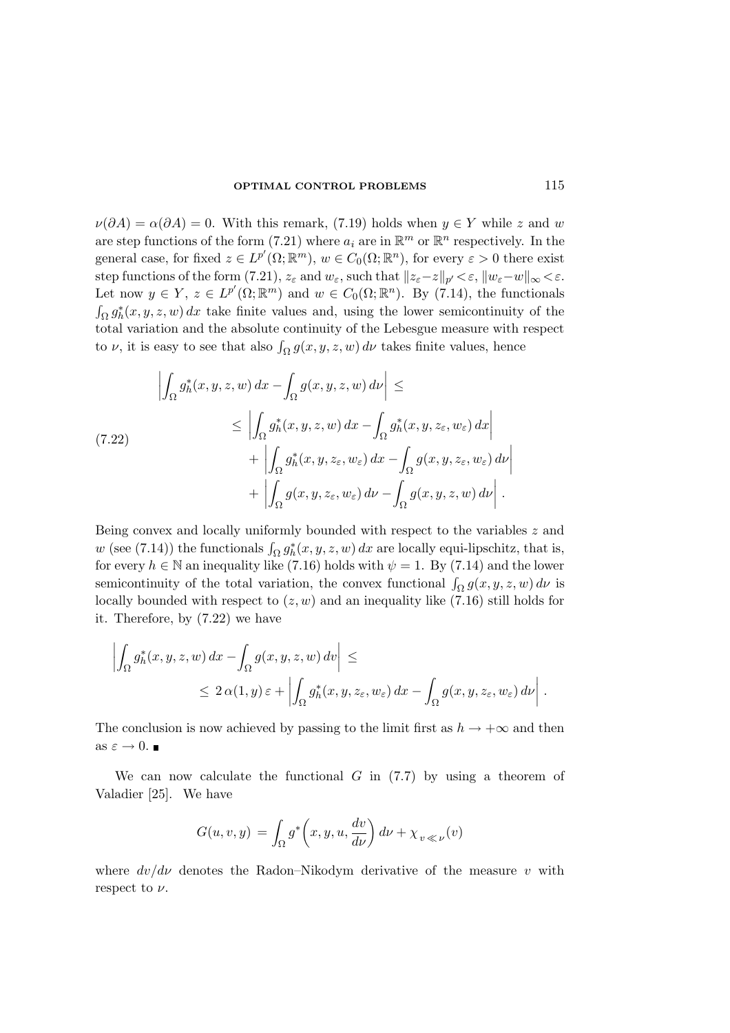$\nu(\partial A) = \alpha(\partial A) = 0$. With this remark, (7.19) holds when $y \in Y$ while $z$ and $w$ are step functions of the form (7.21) where $a_i$ are in $\mathbb{R}^m$ or $\mathbb{R}^n$ respectively. In the general case, for fixed $z \in L^{p'}(\Omega;\mathbb{R}^m)$, $w \in C_0(\Omega;\mathbb{R}^n)$, for every $\varepsilon > 0$ there exist step functions of the form (7.21), $z_\varepsilon$ and $w_\varepsilon$, such that $\|z_\varepsilon - z\|_{p'} < \varepsilon$, $\|w_\varepsilon - w\|_\infty < \varepsilon$. Let now $y \in Y$, $z \in L^{p'}(\Omega;\mathbb{R}^m)$ and $w \in C_0(\Omega;\mathbb{R}^n)$. By (7.14), the functionals $\int_\Omega g_h^*(x,y,z,w)\,dx$ take finite values and, using the lower semicontinuity of the total variation and the absolute continuity of the Lebesgue measure with respect to $\nu$, it is easy to see that also $\int_\Omega g(x,y,z,w)\,d\nu$ takes finite values, hence

$$
\begin{aligned}
&\left|\int_\Omega g_h^*(x,y,z,w)\,dx - \int_\Omega g(x,y,z,w)\,d\nu\right| \le \\
&\qquad \le \left|\int_\Omega g_h^*(x,y,z,w)\,dx - \int_\Omega g_h^*(x,y,z_\varepsilon,w_\varepsilon)\,dx\right| \\
&\qquad\quad + \left|\int_\Omega g_h^*(x,y,z_\varepsilon,w_\varepsilon)\,dx - \int_\Omega g(x,y,z_\varepsilon,w_\varepsilon)\,d\nu\right| \\
&\qquad\quad + \left|\int_\Omega g(x,y,z_\varepsilon,w_\varepsilon)\,d\nu - \int_\Omega g(x,y,z,w)\,d\nu\right| .
\end{aligned}
\tag{7.22}
$$

Being convex and locally uniformly bounded with respect to the variables $z$ and $w$ (see (7.14)) the functionals $\int_\Omega g_h^*(x,y,z,w)\,dx$ are locally equi-lipschitz, that is, for every $h \in \mathbb{N}$ an inequality like (7.16) holds with $\psi = 1$. By (7.14) and the lower semicontinuity of the total variation, the convex functional $\int_\Omega g(x,y,z,w)\,d\nu$ is locally bounded with respect to $(z,w)$ and an inequality like (7.16) still holds for it. Therefore, by (7.22) we have

$$
\begin{aligned}
&\left|\int_\Omega g_h^*(x,y,z,w)\,dx - \int_\Omega g(x,y,z,w)\,d\nu\right| \le \\
&\qquad\qquad \le 2\,\alpha(1,y)\,\varepsilon + \left|\int_\Omega g_h^*(x,y,z_\varepsilon,w_\varepsilon)\,dx - \int_\Omega g(x,y,z_\varepsilon,w_\varepsilon)\,d\nu\right| .
\end{aligned}
$$

The conclusion is now achieved by passing to the limit first as $h \to +\infty$ and then as $\varepsilon \to 0$. ■

We can now calculate the functional $G$ in (7.7) by using a theorem of Valadier [25]. We have

$$
G(u,v,y) = \int_\Omega g^*\Big(x,y,u,\frac{dv}{d\nu}\Big)\,d\nu + \chi_{v \ll \nu}(v)
$$

where $dv/d\nu$ denotes the Radon–Nikodym derivative of the measure $v$ with respect to $\nu$.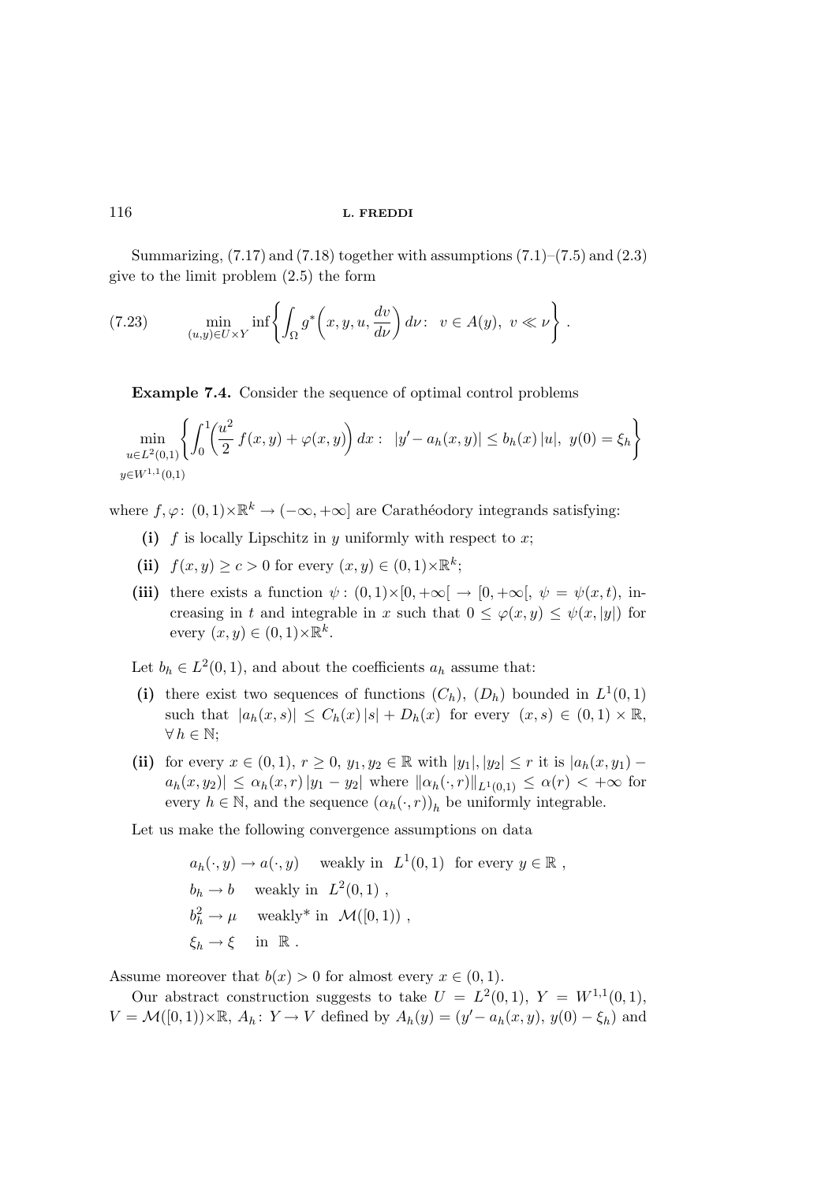Summarizing, (7.17) and (7.18) together with assumptions (7.1)–(7.5) and (2.3) give to the limit problem (2.5) the form

$$\min_{(u,y)\in U\times Y} \inf\left\{ \int_\Omega g^*\Big(x,y,u,\frac{dv}{d\nu}\Big)\, d\nu\colon\ \ v\in A(y),\ v\ll \nu \right\} . \tag{7.23}$$

**Example 7.4.** Consider the sequence of optimal control problems

$$\min_{\substack{u\in L^2(0,1)\\ y\in W^{1,1}(0,1)}} \left\{ \int_0^1 \Big(\frac{u^2}{2}\, f(x,y)+\varphi(x,y)\Big)\, dx :\ \ |y'-a_h(x,y)|\le b_h(x)\,|u|,\ y(0)=\xi_h \right\}$$

where $f,\varphi\colon (0,1)\times\mathbb{R}^k\to(-\infty,+\infty]$ are Carathéodory integrands satisfying:

- **(i)** $f$ is locally Lipschitz in $y$ uniformly with respect to $x$;
- **(ii)** $f(x,y)\ge c>0$ for every $(x,y)\in(0,1)\times\mathbb{R}^k$;
- **(iii)** there exists a function $\psi\colon (0,1)\times[0,+\infty[\ \to[0,+\infty[$, $\psi=\psi(x,t)$, increasing in $t$ and integrable in $x$ such that $0\le\varphi(x,y)\le\psi(x,|y|)$ for every $(x,y)\in(0,1)\times\mathbb{R}^k$.

Let $b_h\in L^2(0,1)$, and about the coefficients $a_h$ assume that:

- **(i)** there exist two sequences of functions $(C_h)$, $(D_h)$ bounded in $L^1(0,1)$ such that $|a_h(x,s)|\le C_h(x)\,|s|+D_h(x)$ for every $(x,s)\in(0,1)\times\mathbb{R}$, $\forall\, h\in\mathbb{N}$;
- **(ii)** for every $x\in(0,1)$, $r\ge 0$, $y_1,y_2\in\mathbb{R}$ with $|y_1|,|y_2|\le r$ it is $|a_h(x,y_1)-a_h(x,y_2)|\le\alpha_h(x,r)\,|y_1-y_2|$ where $\|\alpha_h(\cdot,r)\|_{L^1(0,1)}\le\alpha(r)<+\infty$ for every $h\in\mathbb{N}$, and the sequence $(\alpha_h(\cdot,r))_h$ be uniformly integrable.

Let us make the following convergence assumptions on data

$$\begin{aligned}
&a_h(\cdot,y)\to a(\cdot,y) \quad \text{weakly in } \ L^1(0,1) \ \text{ for every } y\in\mathbb{R}\ ,\\
&b_h\to b \quad \text{weakly in } \ L^2(0,1)\ ,\\
&b_h^2\to\mu \quad \text{weakly* in } \ \mathcal{M}([0,1))\ ,\\
&\xi_h\to\xi \quad \text{in } \ \mathbb{R}\ .
\end{aligned}$$

Assume moreover that $b(x)>0$ for almost every $x\in(0,1)$.

Our abstract construction suggests to take $U=L^2(0,1)$, $Y=W^{1,1}(0,1)$, $V=\mathcal{M}([0,1))\times\mathbb{R}$, $A_h\colon Y\to V$ defined by $A_h(y)=(y'-a_h(x,y),\ y(0)-\xi_h)$ and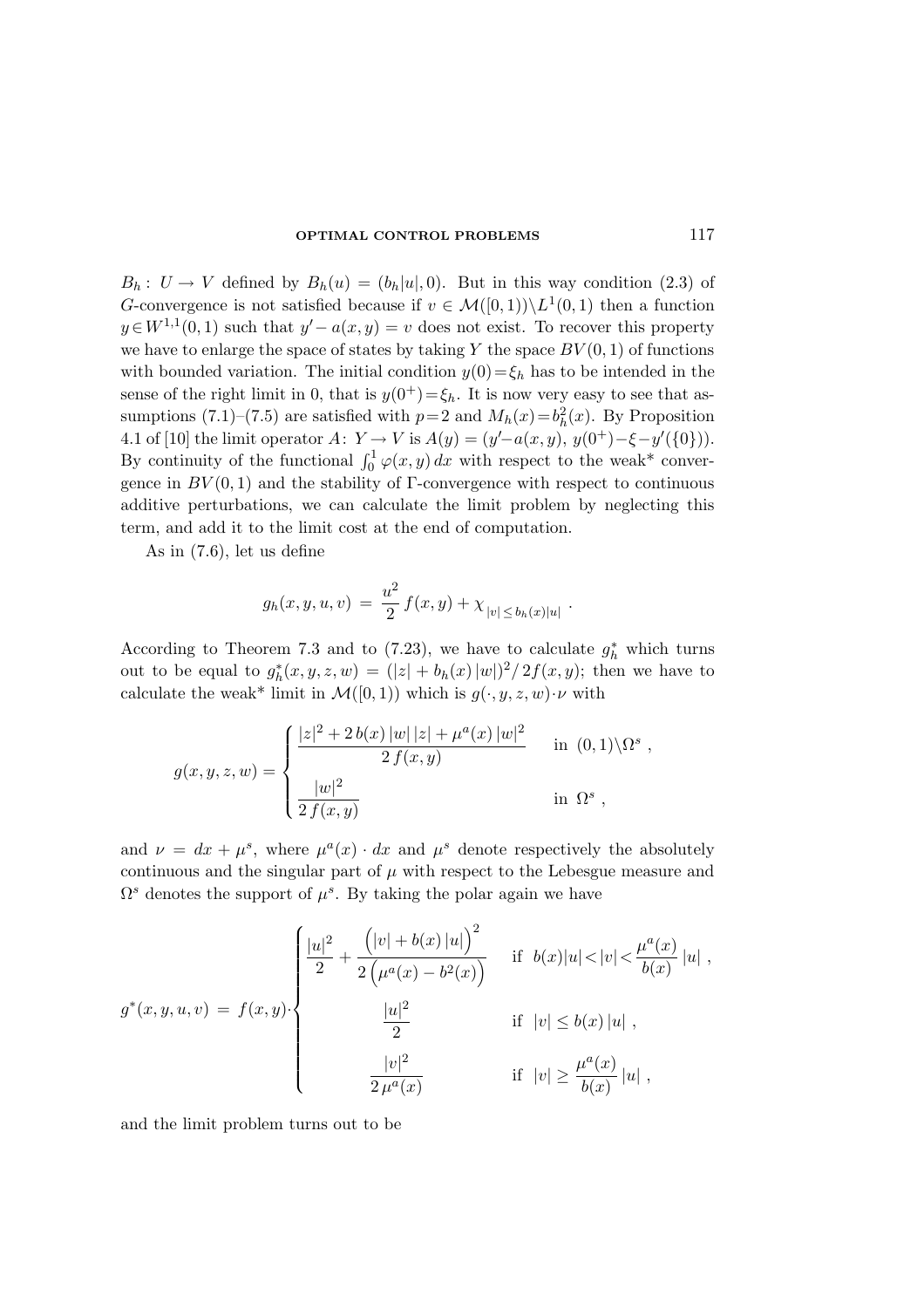$B_h\colon U \to V$ defined by $B_h(u) = (b_h|u|, 0)$. But in this way condition (2.3) of $G$-convergence is not satisfied because if $v \in \mathcal{M}([0,1))\backslash L^1(0,1)$ then a function $y \in W^{1,1}(0,1)$ such that $y' - a(x,y) = v$ does not exist. To recover this property we have to enlarge the space of states by taking $Y$ the space $BV(0,1)$ of functions with bounded variation. The initial condition $y(0) = \xi_h$ has to be intended in the sense of the right limit in 0, that is $y(0^+) = \xi_h$. It is now very easy to see that assumptions (7.1)–(7.5) are satisfied with $p = 2$ and $M_h(x) = b_h^2(x)$. By Proposition 4.1 of [10] the limit operator $A\colon Y \to V$ is $A(y) = (y' - a(x,y),\ y(0^+) - \xi - y'(\{0\}))$. By continuity of the functional $\int_0^1 \varphi(x,y)\,dx$ with respect to the weak* convergence in $BV(0,1)$ and the stability of $\Gamma$-convergence with respect to continuous additive perturbations, we can calculate the limit problem by neglecting this term, and add it to the limit cost at the end of computation.

As in (7.6), let us define

$$g_h(x,y,u,v) \;=\; \frac{u^2}{2}\, f(x,y) + \chi_{\,|v| \le b_h(x)|u|}\ .$$

According to Theorem 7.3 and to (7.23), we have to calculate $g_h^*$ which turns out to be equal to $g_h^*(x,y,z,w) = (|z| + b_h(x)\,|w|)^2/\,2f(x,y)$; then we have to calculate the weak* limit in $\mathcal{M}([0,1))$ which is $g(\cdot,y,z,w)\cdot\nu$ with

$$g(x,y,z,w) = \begin{cases} \dfrac{|z|^2 + 2\,b(x)\,|w|\,|z| + \mu^a(x)\,|w|^2}{2\,f(x,y)} & \text{in } (0,1)\backslash\Omega^s\ , \\[2ex] \dfrac{|w|^2}{2\,f(x,y)} & \text{in } \Omega^s\ , \end{cases}$$

and $\nu = dx + \mu^s$, where $\mu^a(x)\cdot dx$ and $\mu^s$ denote respectively the absolutely continuous and the singular part of $\mu$ with respect to the Lebesgue measure and $\Omega^s$ denotes the support of $\mu^s$. By taking the polar again we have

$$g^*(x,y,u,v) \;=\; f(x,y)\cdot\begin{cases} \dfrac{|u|^2}{2} + \dfrac{\Big(|v| + b(x)\,|u|\Big)^2}{2\Big(\mu^a(x) - b^2(x)\Big)} & \text{if } \ b(x)|u| < |v| < \dfrac{\mu^a(x)}{b(x)}\,|u|\ , \\[2ex] \dfrac{|u|^2}{2} & \text{if } \ |v| \le b(x)\,|u|\ , \\[2ex] \dfrac{|v|^2}{2\,\mu^a(x)} & \text{if } \ |v| \ge \dfrac{\mu^a(x)}{b(x)}\,|u|\ , \end{cases}$$

and the limit problem turns out to be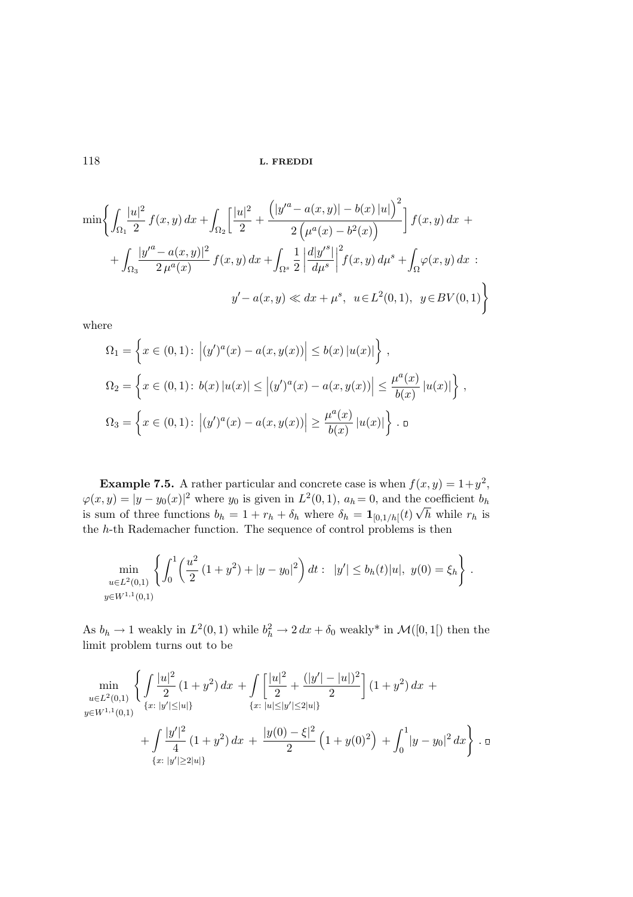$$\min\Bigg\{ \int_{\Omega_1} \frac{|u|^2}{2}\, f(x,y)\, dx + \int_{\Omega_2} \Bigg[ \frac{|u|^2}{2} + \frac{\Big(|y'^a - a(x,y)| - b(x)\,|u|\Big)^2}{2\,\Big(\mu^a(x) - b^2(x)\Big)} \Bigg] f(x,y)\, dx \; + $$

$$+ \int_{\Omega_3} \frac{|y'^a - a(x,y)|^2}{2\,\mu^a(x)}\, f(x,y)\, dx + \int_{\Omega^s} \frac{1}{2} \left| \frac{d|y'^s|}{d\mu^s} \right|^2 f(x,y)\, d\mu^s + \int_\Omega \varphi(x,y)\, dx \; :$$

$$y' - a(x,y) \ll dx + \mu^s, \;\; u \in L^2(0,1), \;\; y \in BV(0,1) \Bigg\}$$

where

$$\Omega_1 = \left\{ x \in (0,1) \colon \left| (y')^a(x) - a(x,y(x)) \right| \le b(x)\, |u(x)| \right\} ,$$

$$\Omega_2 = \left\{ x \in (0,1) \colon b(x)\, |u(x)| \le \left| (y')^a(x) - a(x,y(x)) \right| \le \frac{\mu^a(x)}{b(x)}\, |u(x)| \right\} ,$$

$$\Omega_3 = \left\{ x \in (0,1) \colon \left| (y')^a(x) - a(x,y(x)) \right| \ge \frac{\mu^a(x)}{b(x)}\, |u(x)| \right\} . \; \square$$

**Example 7.5.** A rather particular and concrete case is when $f(x,y) = 1+y^2$, $\varphi(x,y) = |y - y_0(x)|^2$ where $y_0$ is given in $L^2(0,1)$, $a_h = 0$, and the coefficient $b_h$ is sum of three functions $b_h = 1 + r_h + \delta_h$ where $\delta_h = \mathbf{1}_{[0,1/h[}(t)\,\sqrt{h}$ while $r_h$ is the $h$-th Rademacher function. The sequence of control problems is then

$$\min_{\substack{u \in L^2(0,1) \\ y \in W^{1,1}(0,1)}} \left\{ \int_0^1 \left( \frac{u^2}{2}\,(1+y^2) + |y - y_0|^2 \right) dt : \;\; |y'| \le b_h(t) |u|, \;\; y(0) = \xi_h \right\} .$$

As $b_h \to 1$ weakly in $L^2(0,1)$ while $b_h^2 \to 2\,dx + \delta_0$ weakly* in $\mathcal{M}([0,1[)$ then the limit problem turns out to be

$$\min_{\substack{u \in L^2(0,1) \\ y \in W^{1,1}(0,1)}} \Bigg\{ \int\limits_{\{x\colon |y'| \le |u|\}} \frac{|u|^2}{2}\,(1+y^2)\, dx + \int\limits_{\{x\colon |u| \le |y'| \le 2|u|\}} \left[ \frac{|u|^2}{2} + \frac{(|y'| - |u|)^2}{2} \right] (1+y^2)\, dx \; +$$

$$+ \int\limits_{\{x\colon |y'| \ge 2|u|\}} \frac{|y'|^2}{4}\,(1+y^2)\, dx \; + \; \frac{|y(0) - \xi|^2}{2} \Big( 1 + y(0)^2 \Big) \; + \int_0^1 |y - y_0|^2\, dx \Bigg\} . \; \square$$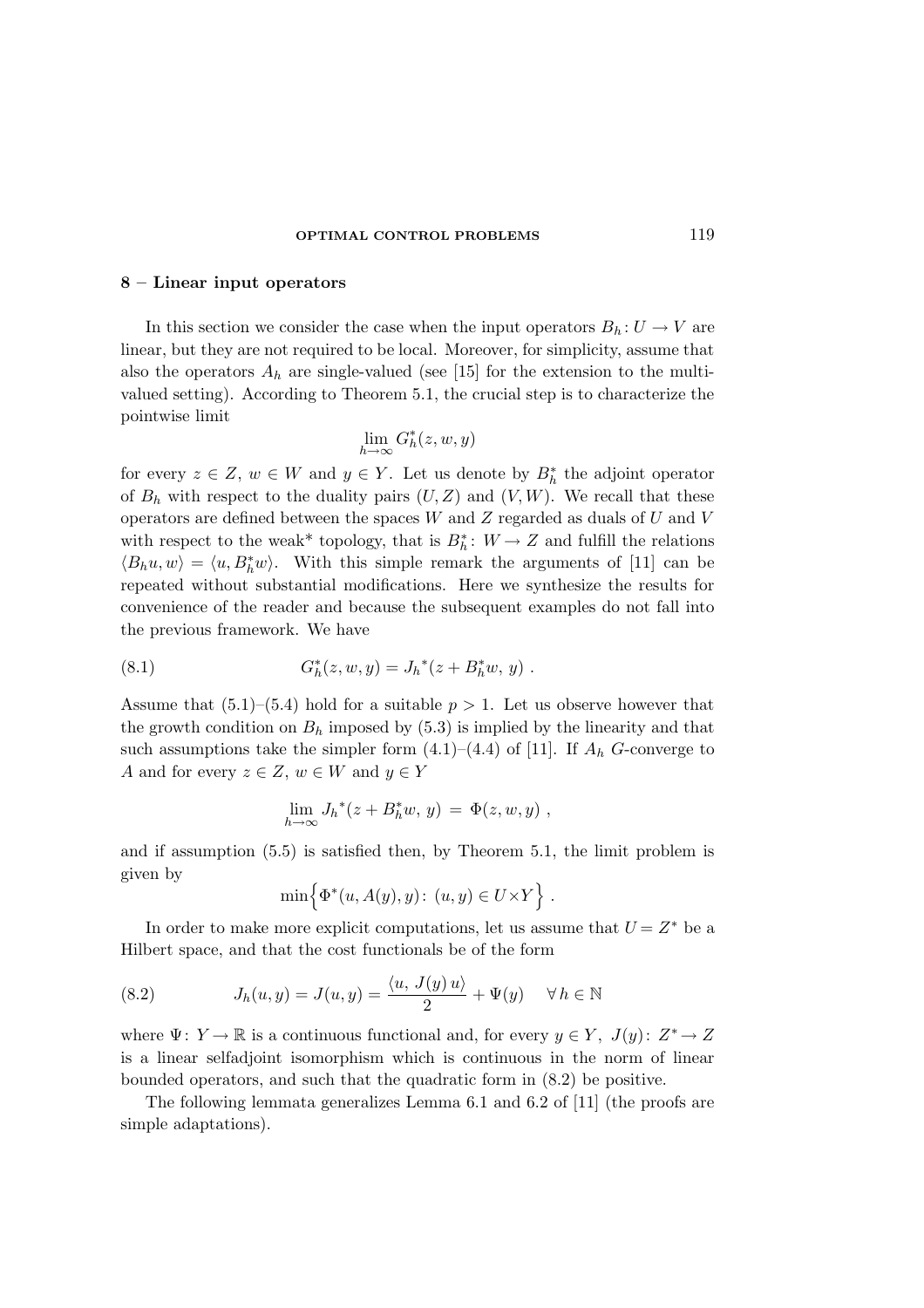## 8 – Linear input operators

In this section we consider the case when the input operators $B_h : U \to V$ are linear, but they are not required to be local. Moreover, for simplicity, assume that also the operators $A_h$ are single-valued (see [15] for the extension to the multi-valued setting). According to Theorem 5.1, the crucial step is to characterize the pointwise limit

$$\lim_{h\to\infty} G_h^*(z,w,y)$$

for every $z \in Z$, $w \in W$ and $y \in Y$. Let us denote by $B_h^*$ the adjoint operator of $B_h$ with respect to the duality pairs $(U, Z)$ and $(V, W)$. We recall that these operators are defined between the spaces $W$ and $Z$ regarded as duals of $U$ and $V$ with respect to the weak* topology, that is $B_h^* : W \to Z$ and fulfill the relations $\langle B_h u, w\rangle = \langle u, B_h^* w\rangle$. With this simple remark the arguments of [11] can be repeated without substantial modifications. Here we synthesize the results for convenience of the reader and because the subsequent examples do not fall into the previous framework. We have

$$G_h^*(z,w,y) = {J_h}^*(z + B_h^* w,\, y)\ . \tag{8.1}$$

Assume that (5.1)–(5.4) hold for a suitable $p > 1$. Let us observe however that the growth condition on $B_h$ imposed by (5.3) is implied by the linearity and that such assumptions take the simpler form (4.1)–(4.4) of [11]. If $A_h$ $G$-converge to $A$ and for every $z \in Z$, $w \in W$ and $y \in Y$

$$\lim_{h\to\infty} {J_h}^*(z + B_h^* w,\, y) \,=\, \Phi(z,w,y)\ ,$$

and if assumption (5.5) is satisfied then, by Theorem 5.1, the limit problem is given by

$$\min\Big\{\Phi^*(u, A(y), y) \colon\ (u,y) \in U{\times}Y\Big\}\ .$$

In order to make more explicit computations, let us assume that $U = Z^*$ be a Hilbert space, and that the cost functionals be of the form

$$J_h(u,y) = J(u,y) = \frac{\langle u,\, J(y)\, u\rangle}{2} + \Psi(y) \quad\ \forall\, h \in \mathbb{N} \tag{8.2}$$

where $\Psi \colon Y \to \mathbb{R}$ is a continuous functional and, for every $y \in Y$, $J(y) \colon Z^* \to Z$ is a linear selfadjoint isomorphism which is continuous in the norm of linear bounded operators, and such that the quadratic form in (8.2) be positive.

The following lemmata generalizes Lemma 6.1 and 6.2 of [11] (the proofs are simple adaptations).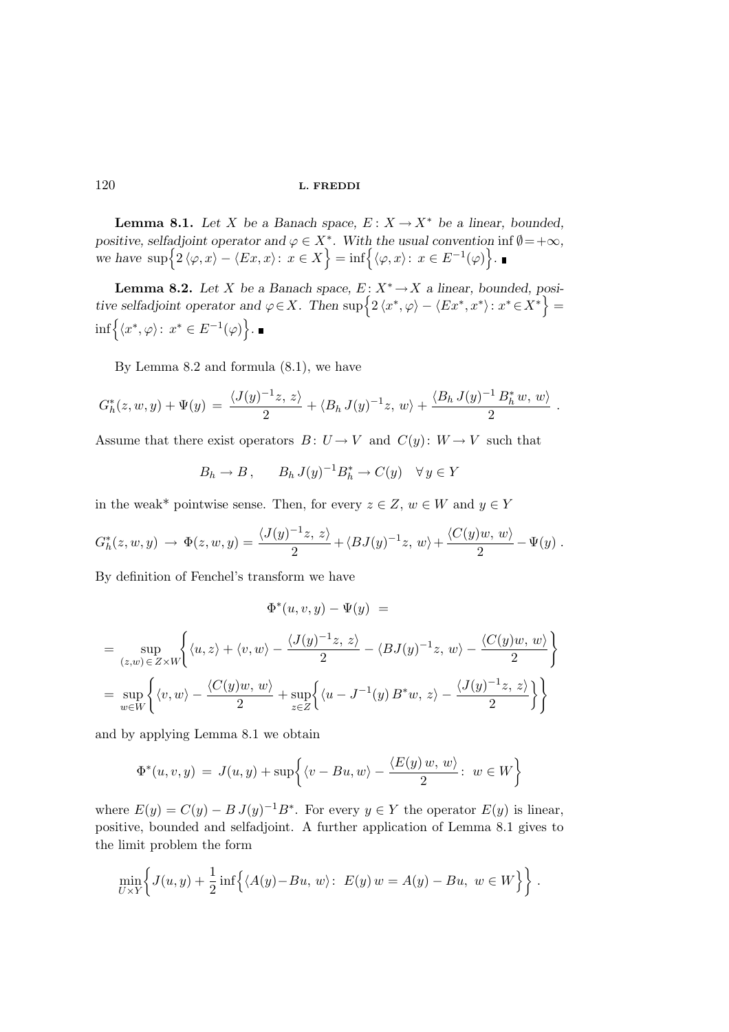**Lemma 8.1.** *Let $X$ be a Banach space, $E\colon X \to X^*$ be a linear, bounded, positive, selfadjoint operator and $\varphi \in X^*$. With the usual convention* $\inf \emptyset = +\infty$, *we have* $\sup\Big\{2\,\langle \varphi, x\rangle - \langle Ex, x\rangle \colon\, x \in X\Big\} = \inf\Big\{\langle \varphi, x\rangle \colon\, x \in E^{-1}(\varphi)\Big\}$. ∎

**Lemma 8.2.** *Let $X$ be a Banach space, $E\colon X^* \to X$ a linear, bounded, positive selfadjoint operator and $\varphi \in X$. Then* $\sup\Big\{2\,\langle x^*, \varphi\rangle - \langle Ex^*, x^*\rangle \colon x^* \in X^*\Big\} = \inf\Big\{\langle x^*, \varphi\rangle \colon\, x^* \in E^{-1}(\varphi)\Big\}$. ∎

By Lemma 8.2 and formula (8.1), we have

$$G_h^*(z,w,y) + \Psi(y) \,=\, \frac{\langle J(y)^{-1} z,\, z\rangle}{2} + \langle B_h\, J(y)^{-1} z,\, w\rangle + \frac{\langle B_h\, J(y)^{-1}\, B_h^*\, w,\, w\rangle}{2}\ .$$

Assume that there exist operators $B\colon U \to V$ and $C(y)\colon W \to V$ such that

$$B_h \to B\,, \qquad B_h\, J(y)^{-1} B_h^* \to C(y) \quad \forall\, y \in Y$$

in the weak* pointwise sense. Then, for every $z \in Z$, $w \in W$ and $y \in Y$

$$G_h^*(z,w,y) \,\to\, \Phi(z,w,y) = \frac{\langle J(y)^{-1} z,\, z\rangle}{2} + \langle BJ(y)^{-1} z,\, w\rangle + \frac{\langle C(y) w,\, w\rangle}{2} - \Psi(y)\ .$$

By definition of Fenchel's transform we have

$$\Phi^*(u,v,y) - \Psi(y) \;=$$

$$= \sup_{(z,w)\,\in\, Z\times W}\left\{\langle u, z\rangle + \langle v, w\rangle - \frac{\langle J(y)^{-1} z,\, z\rangle}{2} - \langle BJ(y)^{-1} z,\, w\rangle - \frac{\langle C(y) w,\, w\rangle}{2}\right\}$$

$$= \sup_{w\in W}\left\{\langle v, w\rangle - \frac{\langle C(y) w,\, w\rangle}{2} + \sup_{z\in Z}\left\{\langle u - J^{-1}(y)\, B^* w,\, z\rangle - \frac{\langle J(y)^{-1} z,\, z\rangle}{2}\right\}\right\}$$

and by applying Lemma 8.1 we obtain

$$\Phi^*(u,v,y) \,=\, J(u,y) + \sup\left\{\langle v - Bu, w\rangle - \frac{\langle E(y)\, w,\, w\rangle}{2} \colon\, w \in W\right\}$$

where $E(y) = C(y) - B\, J(y)^{-1} B^*$. For every $y \in Y$ the operator $E(y)$ is linear, positive, bounded and selfadjoint. A further application of Lemma 8.1 gives to the limit problem the form

$$\min_{U\times Y}\left\{ J(u,y) + \frac{1}{2}\inf\Big\{\langle A(y) - Bu,\, w\rangle \colon\, E(y)\, w = A(y) - Bu,\ w \in W\Big\}\right\}\ .$$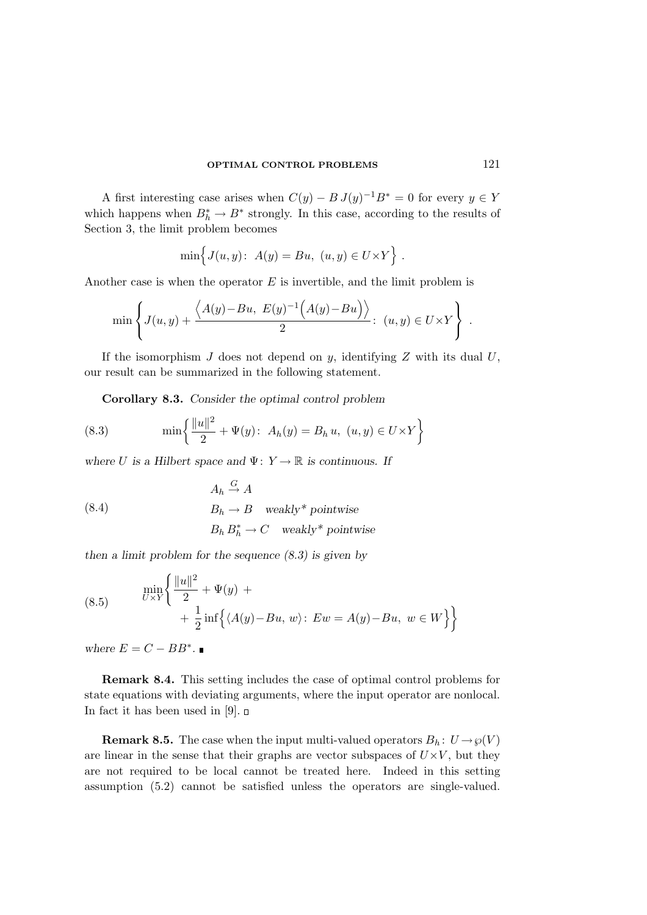A first interesting case arises when $C(y) - B\,J(y)^{-1}B^* = 0$ for every $y \in Y$ which happens when $B_h^* \to B^*$ strongly. In this case, according to the results of Section 3, the limit problem becomes

$$\min\Big\{ J(u,y) \colon\; A(y) = Bu,\; (u,y) \in U{\times}Y \Big\}\;.$$

Another case is when the operator $E$ is invertible, and the limit problem is

$$\min\left\{ J(u,y) + \frac{\Big\langle A(y){-}Bu,\; E(y)^{-1}\Big(A(y){-}Bu\Big)\Big\rangle}{2} \colon\; (u,y) \in U{\times}Y \right\}\;.$$

If the isomorphism $J$ does not depend on $y$, identifying $Z$ with its dual $U$, our result can be summarized in the following statement.

**Corollary 8.3.** *Consider the optimal control problem*

$$\min\left\{ \frac{\|u\|^2}{2} + \Psi(y) \colon\; A_h(y) = B_h\,u,\; (u,y) \in U{\times}Y \right\} \tag{8.3}$$

*where $U$ is a Hilbert space and $\Psi \colon Y \to \mathbb{R}$ is continuous. If*

$$\begin{aligned} &A_h \xrightarrow{G} A \\ &B_h \to B \quad \textit{weakly* pointwise} \\ &B_h\,B_h^* \to C \quad \textit{weakly* pointwise} \end{aligned} \tag{8.4}$$

*then a limit problem for the sequence (8.3) is given by*

$$\begin{aligned} \min_{U\times Y}\Bigg\{ &\frac{\|u\|^2}{2} + \Psi(y)\; + \\ &+\, \frac{1}{2}\inf\Big\{ \langle A(y){-}Bu,\; w\rangle \colon\; Ew = A(y){-}Bu,\; w \in W \Big\}\Bigg\} \end{aligned} \tag{8.5}$$

*where $E = C - BB^*$.* ∎

**Remark 8.4.** This setting includes the case of optimal control problems for state equations with deviating arguments, where the input operator are nonlocal. In fact it has been used in [9]. □

**Remark 8.5.** The case when the input multi-valued operators $B_h \colon U \to \wp(V)$ are linear in the sense that their graphs are vector subspaces of $U{\times}V$, but they are not required to be local cannot be treated here. Indeed in this setting assumption (5.2) cannot be satisfied unless the operators are single-valued.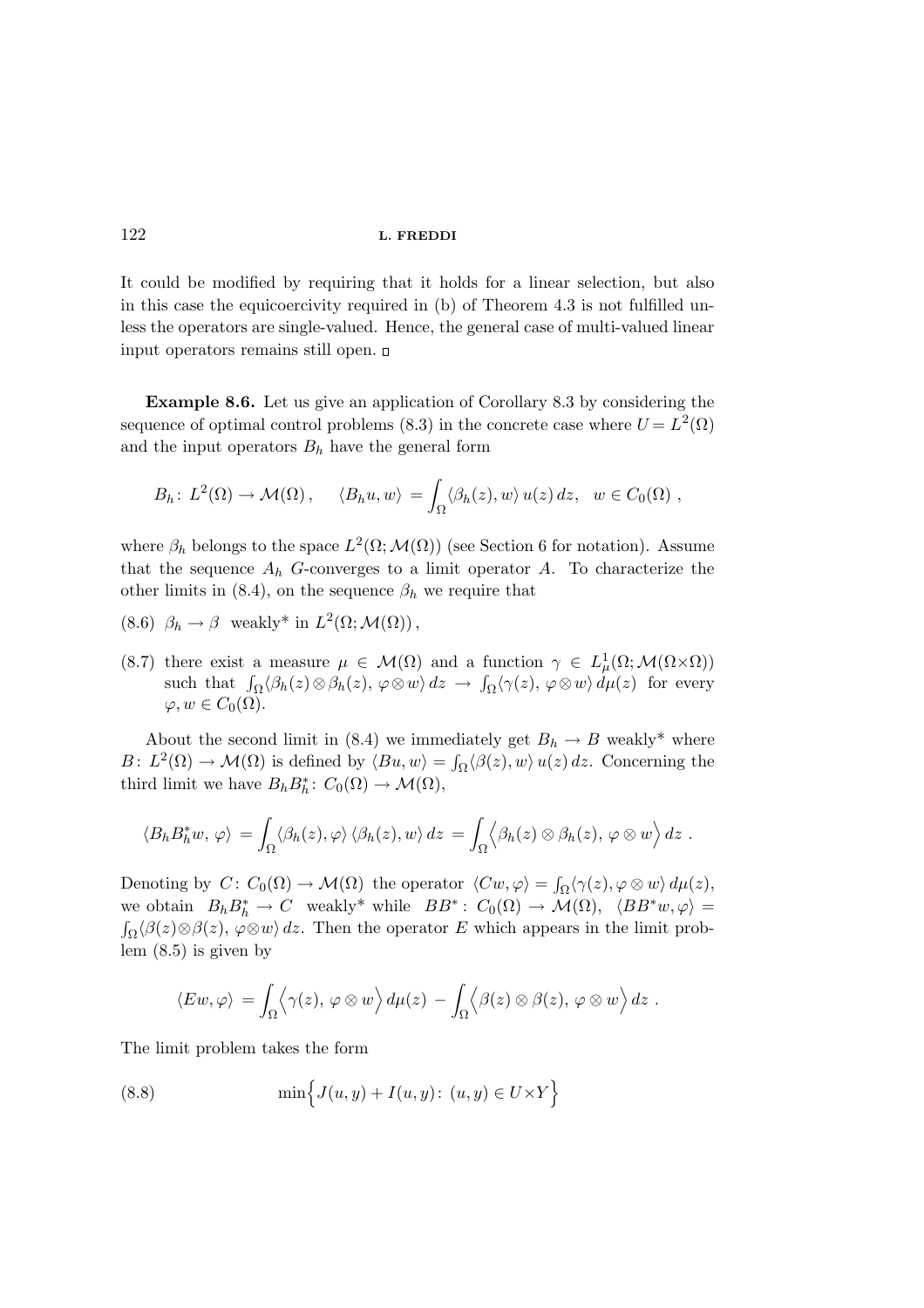It could be modified by requiring that it holds for a linear selection, but also in this case the equicoercivity required in (b) of Theorem 4.3 is not fulfilled unless the operators are single-valued. Hence, the general case of multi-valued linear input operators remains still open. □

**Example 8.6.** Let us give an application of Corollary 8.3 by considering the sequence of optimal control problems (8.3) in the concrete case where $U = L^2(\Omega)$ and the input operators $B_h$ have the general form

$$B_h \colon L^2(\Omega) \to \mathcal{M}(\Omega), \qquad \langle B_h u, w\rangle = \int_\Omega \langle \beta_h(z), w\rangle\, u(z)\, dz, \quad w \in C_0(\Omega),$$

where $\beta_h$ belongs to the space $L^2(\Omega; \mathcal{M}(\Omega))$ (see Section 6 for notation). Assume that the sequence $A_h$ $G$-converges to a limit operator $A$. To characterize the other limits in (8.4), on the sequence $\beta_h$ we require that

(8.6) $\beta_h \to \beta$ weakly* in $L^2(\Omega; \mathcal{M}(\Omega))$,

(8.7) there exist a measure $\mu \in \mathcal{M}(\Omega)$ and a function $\gamma \in L^1_\mu(\Omega; \mathcal{M}(\Omega\times\Omega))$ such that $\int_\Omega \langle \beta_h(z) \otimes \beta_h(z),\, \varphi \otimes w\rangle\, dz \to \int_\Omega \langle \gamma(z),\, \varphi \otimes w\rangle\, d\mu(z)$ for every $\varphi, w \in C_0(\Omega)$.

About the second limit in (8.4) we immediately get $B_h \to B$ weakly* where $B \colon L^2(\Omega) \to \mathcal{M}(\Omega)$ is defined by $\langle Bu, w\rangle = \int_\Omega \langle \beta(z), w\rangle\, u(z)\, dz$. Concerning the third limit we have $B_h B_h^* \colon C_0(\Omega) \to \mathcal{M}(\Omega)$,

$$\langle B_h B_h^* w,\, \varphi\rangle = \int_\Omega \langle \beta_h(z), \varphi\rangle\, \langle \beta_h(z), w\rangle\, dz = \int_\Omega \Big\langle \beta_h(z) \otimes \beta_h(z),\, \varphi \otimes w \Big\rangle\, dz\,.$$

Denoting by $C \colon C_0(\Omega) \to \mathcal{M}(\Omega)$ the operator $\langle Cw, \varphi\rangle = \int_\Omega \langle \gamma(z), \varphi \otimes w\rangle\, d\mu(z)$, we obtain $B_h B_h^* \to C$ weakly* while $BB^* \colon C_0(\Omega) \to \mathcal{M}(\Omega)$, $\langle BB^* w, \varphi\rangle = \int_\Omega \langle \beta(z) \otimes \beta(z),\, \varphi \otimes w\rangle\, dz$. Then the operator $E$ which appears in the limit problem (8.5) is given by

$$\langle Ew, \varphi\rangle = \int_\Omega \Big\langle \gamma(z),\, \varphi \otimes w \Big\rangle\, d\mu(z) - \int_\Omega \Big\langle \beta(z) \otimes \beta(z),\, \varphi \otimes w \Big\rangle\, dz\,.$$

The limit problem takes the form

$$\min\Big\{ J(u,y) + I(u,y) \colon (u,y) \in U \times Y \Big\} \tag{8.8}$$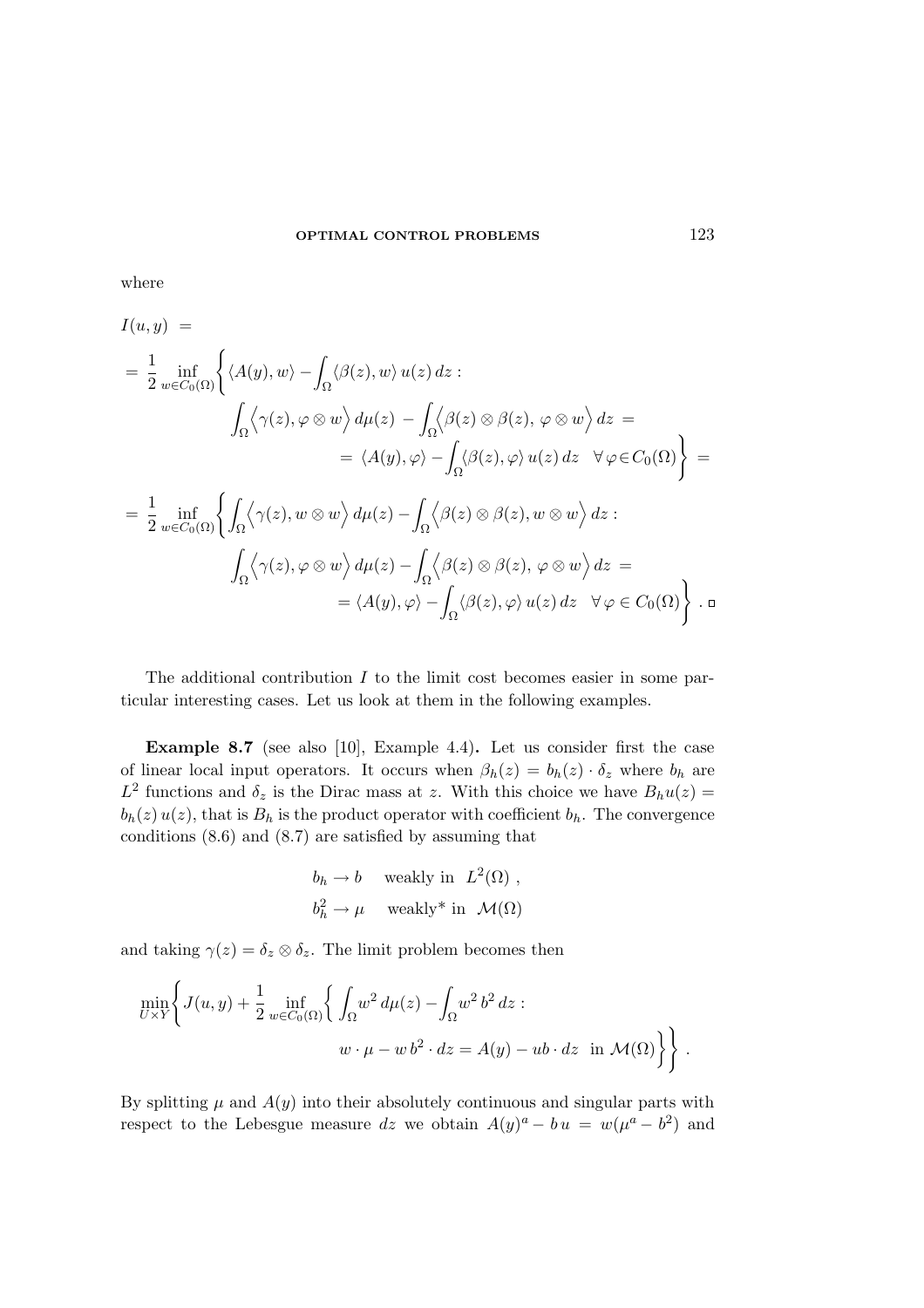where

$$
\begin{aligned}
I(u,y) \;&= \\
&= \frac{1}{2} \inf_{w \in C_0(\Omega)} \Bigg\{ \langle A(y), w\rangle - \int_\Omega \langle \beta(z), w\rangle \, u(z)\, dz : \\
&\qquad \int_\Omega \Big\langle \gamma(z), \varphi \otimes w \Big\rangle \, d\mu(z) \;- \int_\Omega \Big\langle \beta(z) \otimes \beta(z),\; \varphi \otimes w \Big\rangle \, dz \;= \\
&\qquad\qquad = \langle A(y), \varphi\rangle - \int_\Omega \langle \beta(z), \varphi\rangle \, u(z)\, dz \quad \forall\, \varphi \in C_0(\Omega) \Bigg\} \;= \\
&= \frac{1}{2} \inf_{w \in C_0(\Omega)} \Bigg\{ \int_\Omega \Big\langle \gamma(z), w \otimes w \Big\rangle \, d\mu(z) - \int_\Omega \Big\langle \beta(z) \otimes \beta(z), w \otimes w \Big\rangle \, dz : \\
&\qquad \int_\Omega \Big\langle \gamma(z), \varphi \otimes w \Big\rangle \, d\mu(z) - \int_\Omega \Big\langle \beta(z) \otimes \beta(z),\; \varphi \otimes w \Big\rangle \, dz \;= \\
&\qquad\qquad = \langle A(y), \varphi\rangle - \int_\Omega \langle \beta(z), \varphi\rangle \, u(z)\, dz \quad \forall\, \varphi \in C_0(\Omega) \Bigg\} \;. \;\square
\end{aligned}
$$

The additional contribution $I$ to the limit cost becomes easier in some particular interesting cases. Let us look at them in the following examples.

**Example 8.7** (see also [10], Example 4.4)**.** Let us consider first the case of linear local input operators. It occurs when $\beta_h(z) = b_h(z) \cdot \delta_z$ where $b_h$ are $L^2$ functions and $\delta_z$ is the Dirac mass at $z$. With this choice we have $B_h u(z) = b_h(z)\, u(z)$, that is $B_h$ is the product operator with coefficient $b_h$. The convergence conditions (8.6) and (8.7) are satisfied by assuming that

$$
\begin{aligned}
&b_h \to b \quad \text{ weakly in } \; L^2(\Omega) \;, \\
&b_h^2 \to \mu \quad \text{ weakly* in } \; \mathcal{M}(\Omega)
\end{aligned}
$$

and taking $\gamma(z) = \delta_z \otimes \delta_z$. The limit problem becomes then

$$
\min_{U \times Y} \Bigg\{ J(u,y) + \frac{1}{2} \inf_{w \in C_0(\Omega)} \bigg\{ \int_\Omega w^2 \, d\mu(z) - \int_\Omega w^2 \, b^2 \, dz : \\
w \cdot \mu - w\, b^2 \cdot dz = A(y) - ub \cdot dz \;\; \text{in } \mathcal{M}(\Omega) \bigg\} \Bigg\} \;.
$$

By splitting $\mu$ and $A(y)$ into their absolutely continuous and singular parts with respect to the Lebesgue measure $dz$ we obtain $A(y)^a - b\, u \;=\; w(\mu^a - b^2)$ and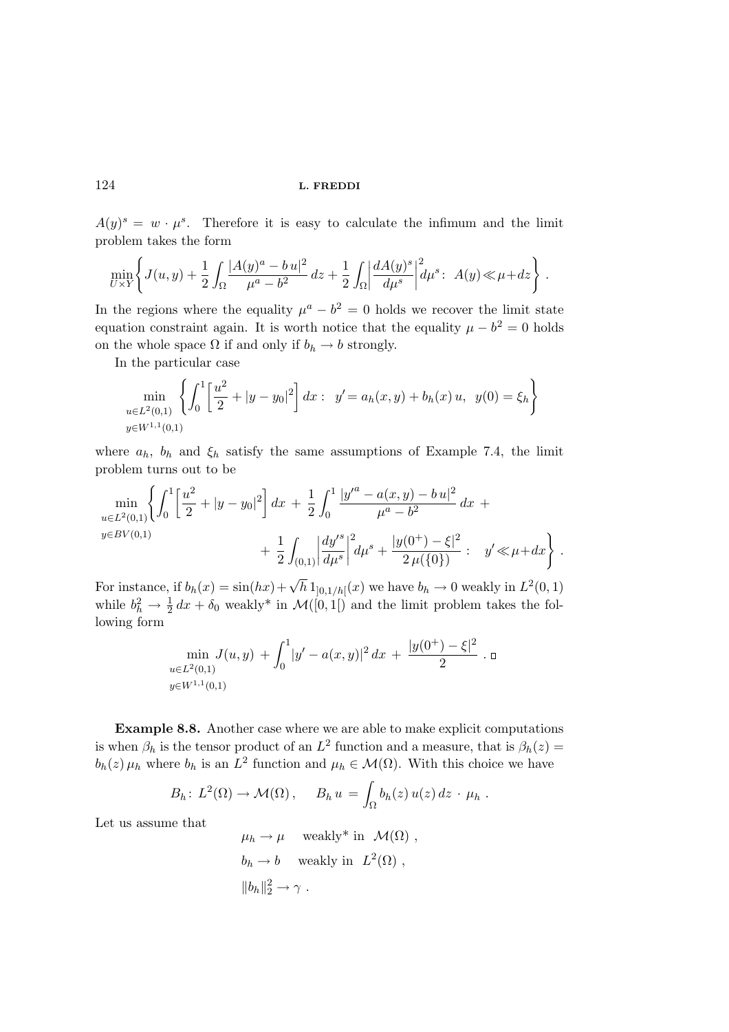$A(y)^s = w \cdot \mu^s$. Therefore it is easy to calculate the infimum and the limit problem takes the form

$$\min_{U\times Y}\left\{ J(u,y) + \frac{1}{2}\int_\Omega \frac{|A(y)^a - b\,u|^2}{\mu^a - b^2}\,dz + \frac{1}{2}\int_\Omega \left|\frac{dA(y)^s}{d\mu^s}\right|^2 d\mu^s :\ A(y) \ll \mu + dz \right\} .$$

In the regions where the equality $\mu^a - b^2 = 0$ holds we recover the limit state equation constraint again. It is worth notice that the equality $\mu - b^2 = 0$ holds on the whole space $\Omega$ if and only if $b_h \to b$ strongly.

In the particular case

$$\min_{\substack{u\in L^2(0,1)\\ y\in W^{1,1}(0,1)}} \left\{ \int_0^1 \left[\frac{u^2}{2} + |y - y_0|^2\right] dx :\ \ y' = a_h(x,y) + b_h(x)\,u,\ \ y(0) = \xi_h \right\}$$

where $a_h$, $b_h$ and $\xi_h$ satisfy the same assumptions of Example 7.4, the limit problem turns out to be

$$\min_{\substack{u\in L^2(0,1)\\ y\in BV(0,1)}} \left\{ \int_0^1 \left[\frac{u^2}{2} + |y - y_0|^2\right] dx \ +\ \frac{1}{2}\int_0^1 \frac{|y'^a - a(x,y) - b\,u|^2}{\mu^a - b^2}\,dx\ + \right.$$
$$\left. +\ \frac{1}{2}\int_{(0,1)} \left|\frac{dy'^s}{d\mu^s}\right|^2 d\mu^s + \frac{|y(0^+) - \xi|^2}{2\,\mu(\{0\})} :\ \ y' \ll \mu + dx \right\} .$$

For instance, if $b_h(x) = \sin(hx) + \sqrt{h}\,1_{]0,1/h[}(x)$ we have $b_h \to 0$ weakly in $L^2(0,1)$ while $b_h^2 \to \frac{1}{2}\,dx + \delta_0$ weakly* in $\mathcal{M}([0,1[)$ and the limit problem takes the following form

$$\min_{\substack{u\in L^2(0,1)\\ y\in W^{1,1}(0,1)}} J(u,y) \ + \int_0^1 |y' - a(x,y)|^2\,dx \ +\ \frac{|y(0^+) - \xi|^2}{2} \ . \ \square$$

**Example 8.8.** Another case where we are able to make explicit computations is when $\beta_h$ is the tensor product of an $L^2$ function and a measure, that is $\beta_h(z) = b_h(z)\,\mu_h$ where $b_h$ is an $L^2$ function and $\mu_h \in \mathcal{M}(\Omega)$. With this choice we have

$$B_h :\ L^2(\Omega) \to \mathcal{M}(\Omega)\,, \qquad B_h\,u\ = \int_\Omega b_h(z)\,u(z)\,dz\ \cdot\ \mu_h\ .$$

Let us assume that

$$\mu_h \to \mu \quad \text{weakly* in } \ \mathcal{M}(\Omega)\ ,$$
$$b_h \to b \quad \text{weakly in } \ L^2(\Omega)\ ,$$
$$\|b_h\|_2^2 \to \gamma\ .$$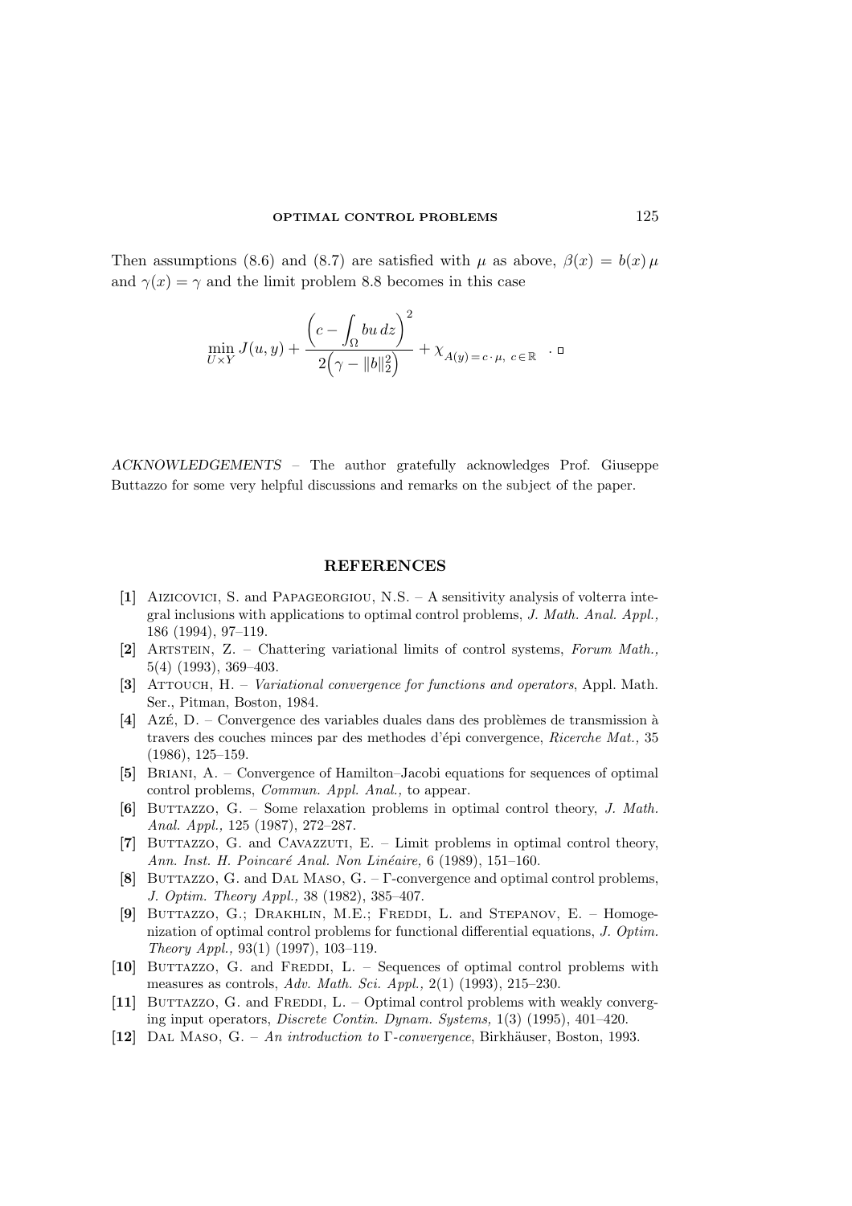Then assumptions (8.6) and (8.7) are satisfied with $\mu$ as above, $\beta(x) = b(x)\,\mu$ and $\gamma(x) = \gamma$ and the limit problem 8.8 becomes in this case

$$\min_{U \times Y} J(u,y) + \frac{\left(c - \displaystyle\int_\Omega bu\,dz\right)^2}{2\left(\gamma - \|b\|_2^2\right)} + \chi_{A(y) = c \cdot \mu,\ c \in \mathbb{R}} \quad . \square$$

*ACKNOWLEDGEMENTS* – The author gratefully acknowledges Prof. Giuseppe Buttazzo for some very helpful discussions and remarks on the subject of the paper.

## REFERENCES

**[1]** Aizicovici, S. and Papageorgiou, N.S. – A sensitivity analysis of volterra integral inclusions with applications to optimal control problems, *J. Math. Anal. Appl.,* 186 (1994), 97–119.

**[2]** Artstein, Z. – Chattering variational limits of control systems, *Forum Math.,* 5(4) (1993), 369–403.

**[3]** Attouch, H. – *Variational convergence for functions and operators*, Appl. Math. Ser., Pitman, Boston, 1984.

**[4]** Azé, D. – Convergence des variables duales dans des problèmes de transmission à travers des couches minces par des methodes d'épi convergence, *Ricerche Mat.,* 35 (1986), 125–159.

**[5]** Briani, A. – Convergence of Hamilton–Jacobi equations for sequences of optimal control problems, *Commun. Appl. Anal.,* to appear.

**[6]** Buttazzo, G. – Some relaxation problems in optimal control theory, *J. Math. Anal. Appl.,* 125 (1987), 272–287.

**[7]** Buttazzo, G. and Cavazzuti, E. – Limit problems in optimal control theory, *Ann. Inst. H. Poincaré Anal. Non Linéaire,* 6 (1989), 151–160.

**[8]** Buttazzo, G. and Dal Maso, G. – Γ-convergence and optimal control problems, *J. Optim. Theory Appl.,* 38 (1982), 385–407.

**[9]** Buttazzo, G.; Drakhlin, M.E.; Freddi, L. and Stepanov, E. – Homogenization of optimal control problems for functional differential equations, *J. Optim. Theory Appl.,* 93(1) (1997), 103–119.

**[10]** Buttazzo, G. and Freddi, L. – Sequences of optimal control problems with measures as controls, *Adv. Math. Sci. Appl.,* 2(1) (1993), 215–230.

**[11]** Buttazzo, G. and Freddi, L. – Optimal control problems with weakly converging input operators, *Discrete Contin. Dynam. Systems,* 1(3) (1995), 401–420.

**[12]** Dal Maso, G. – *An introduction to Γ-convergence*, Birkhäuser, Boston, 1993.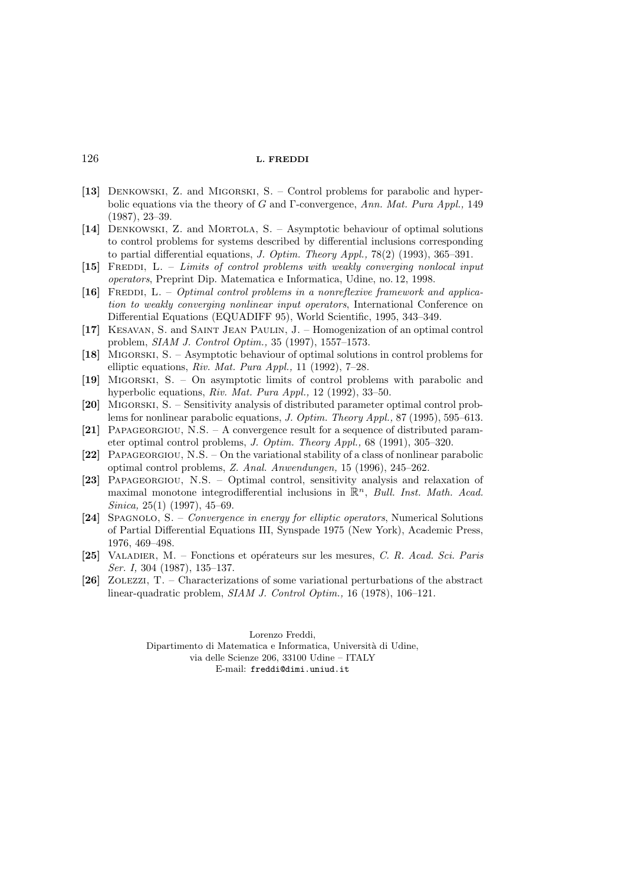**[13]** Denkowski, Z. and Migorski, S. – Control problems for parabolic and hyperbolic equations via the theory of $G$ and $\Gamma$-convergence, *Ann. Mat. Pura Appl.,* 149 (1987), 23–39.

**[14]** Denkowski, Z. and Mortola, S. – Asymptotic behaviour of optimal solutions to control problems for systems described by differential inclusions corresponding to partial differential equations, *J. Optim. Theory Appl.,* 78(2) (1993), 365–391.

**[15]** Freddi, L. – *Limits of control problems with weakly converging nonlocal input operators*, Preprint Dip. Matematica e Informatica, Udine, no. 12, 1998.

**[16]** Freddi, L. – *Optimal control problems in a nonreflexive framework and application to weakly converging nonlinear input operators*, International Conference on Differential Equations (EQUADIFF 95), World Scientific, 1995, 343–349.

**[17]** Kesavan, S. and Saint Jean Paulin, J. – Homogenization of an optimal control problem, *SIAM J. Control Optim.,* 35 (1997), 1557–1573.

**[18]** Migorski, S. – Asymptotic behaviour of optimal solutions in control problems for elliptic equations, *Riv. Mat. Pura Appl.,* 11 (1992), 7–28.

**[19]** Migorski, S. – On asymptotic limits of control problems with parabolic and hyperbolic equations, *Riv. Mat. Pura Appl.,* 12 (1992), 33–50.

**[20]** Migorski, S. – Sensitivity analysis of distributed parameter optimal control problems for nonlinear parabolic equations, *J. Optim. Theory Appl.,* 87 (1995), 595–613.

**[21]** Papageorgiou, N.S. – A convergence result for a sequence of distributed parameter optimal control problems, *J. Optim. Theory Appl.,* 68 (1991), 305–320.

**[22]** Papageorgiou, N.S. – On the variational stability of a class of nonlinear parabolic optimal control problems, *Z. Anal. Anwendungen,* 15 (1996), 245–262.

**[23]** Papageorgiou, N.S. – Optimal control, sensitivity analysis and relaxation of maximal monotone integrodifferential inclusions in $\mathbb{R}^n$, *Bull. Inst. Math. Acad. Sinica,* 25(1) (1997), 45–69.

**[24]** Spagnolo, S. – *Convergence in energy for elliptic operators*, Numerical Solutions of Partial Differential Equations III, Synspade 1975 (New York), Academic Press, 1976, 469–498.

**[25]** Valadier, M. – Fonctions et opérateurs sur les mesures, *C. R. Acad. Sci. Paris Ser. I,* 304 (1987), 135–137.

**[26]** Zolezzi, T. – Characterizations of some variational perturbations of the abstract linear-quadratic problem, *SIAM J. Control Optim.,* 16 (1978), 106–121.

Lorenzo Freddi,
Dipartimento di Matematica e Informatica, Università di Udine,
via delle Scienze 206, 33100 Udine – ITALY
E-mail: freddi@dimi.uniud.it